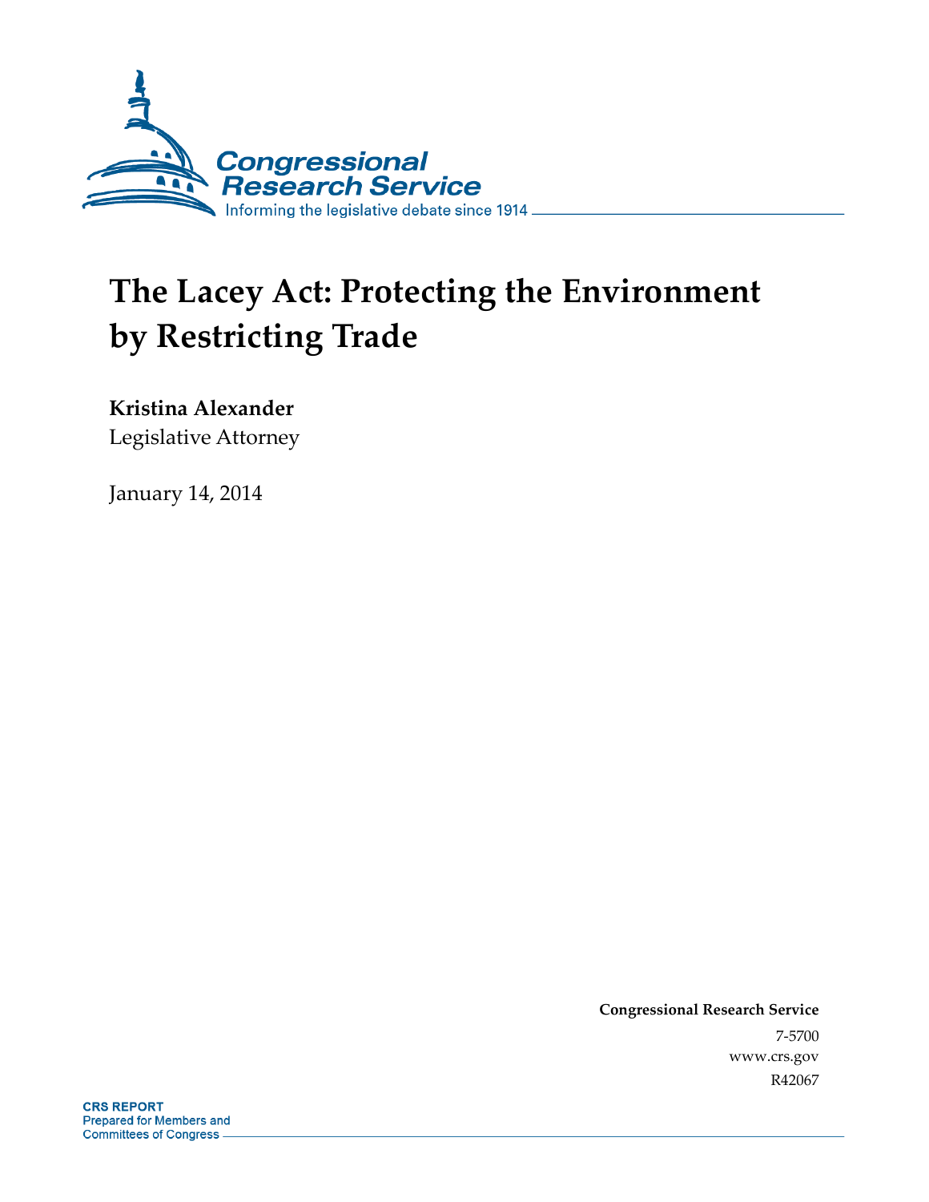Congressional Research Service

Informing the legislative debate since 1914

# The Lacey Act: Protecting the Environment by Restricting Trade

**Kristina Alexander**
Legislative Attorney

January 14, 2014

**Congressional Research Service**
7-5700
www.crs.gov
R42067

**CRS REPORT**
Prepared for Members and
Committees of Congress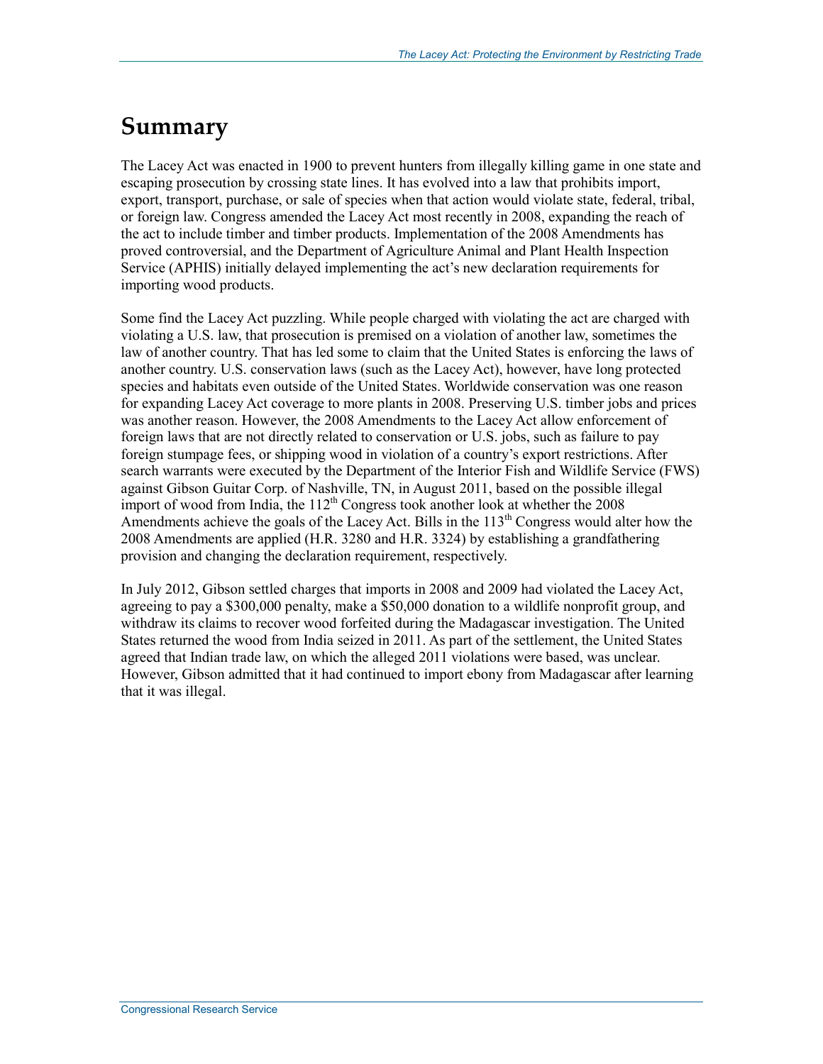# Summary

The Lacey Act was enacted in 1900 to prevent hunters from illegally killing game in one state and escaping prosecution by crossing state lines. It has evolved into a law that prohibits import, export, transport, purchase, or sale of species when that action would violate state, federal, tribal, or foreign law. Congress amended the Lacey Act most recently in 2008, expanding the reach of the act to include timber and timber products. Implementation of the 2008 Amendments has proved controversial, and the Department of Agriculture Animal and Plant Health Inspection Service (APHIS) initially delayed implementing the act's new declaration requirements for importing wood products.

Some find the Lacey Act puzzling. While people charged with violating the act are charged with violating a U.S. law, that prosecution is premised on a violation of another law, sometimes the law of another country. That has led some to claim that the United States is enforcing the laws of another country. U.S. conservation laws (such as the Lacey Act), however, have long protected species and habitats even outside of the United States. Worldwide conservation was one reason for expanding Lacey Act coverage to more plants in 2008. Preserving U.S. timber jobs and prices was another reason. However, the 2008 Amendments to the Lacey Act allow enforcement of foreign laws that are not directly related to conservation or U.S. jobs, such as failure to pay foreign stumpage fees, or shipping wood in violation of a country's export restrictions. After search warrants were executed by the Department of the Interior Fish and Wildlife Service (FWS) against Gibson Guitar Corp. of Nashville, TN, in August 2011, based on the possible illegal import of wood from India, the 112th Congress took another look at whether the 2008 Amendments achieve the goals of the Lacey Act. Bills in the 113th Congress would alter how the 2008 Amendments are applied (H.R. 3280 and H.R. 3324) by establishing a grandfathering provision and changing the declaration requirement, respectively.

In July 2012, Gibson settled charges that imports in 2008 and 2009 had violated the Lacey Act, agreeing to pay a $300,000 penalty, make a $50,000 donation to a wildlife nonprofit group, and withdraw its claims to recover wood forfeited during the Madagascar investigation. The United States returned the wood from India seized in 2011. As part of the settlement, the United States agreed that Indian trade law, on which the alleged 2011 violations were based, was unclear. However, Gibson admitted that it had continued to import ebony from Madagascar after learning that it was illegal.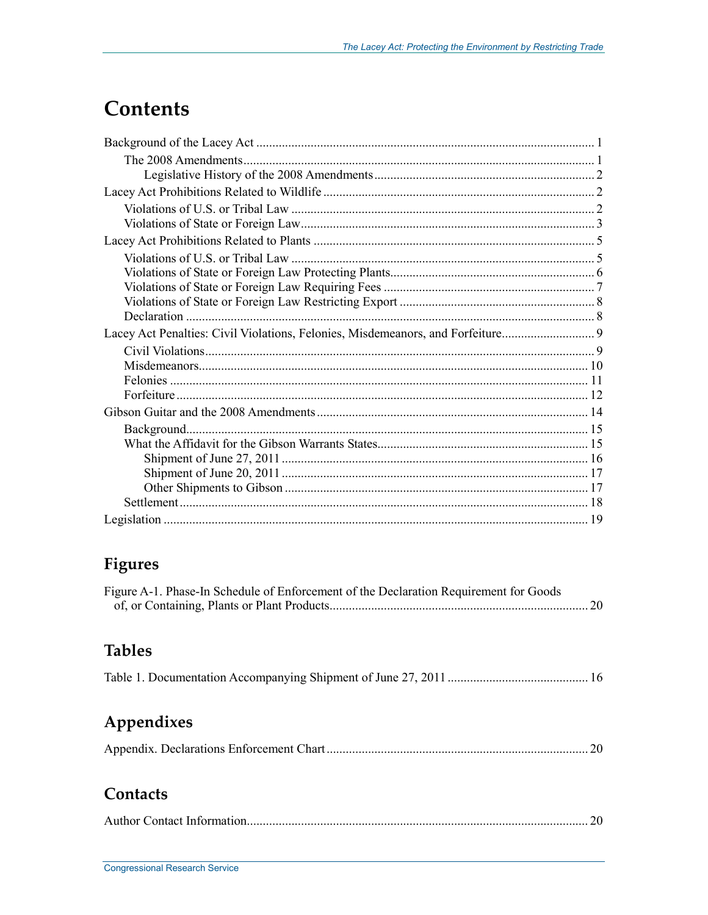# Contents

Background of the Lacey Act ........................................................................................................ 1
  The 2008 Amendments ........................................................................................................... 1
    Legislative History of the 2008 Amendments .................................................................... 2
Lacey Act Prohibitions Related to Wildlife .................................................................................... 2
  Violations of U.S. or Tribal Law ............................................................................................. 2
  Violations of State or Foreign Law .......................................................................................... 3
Lacey Act Prohibitions Related to Plants ...................................................................................... 5
  Violations of U.S. or Tribal Law ............................................................................................. 5
  Violations of State or Foreign Law Protecting Plants............................................................... 6
  Violations of State or Foreign Law Requiring Fees ................................................................. 7
  Violations of State or Foreign Law Restricting Export ............................................................ 8
  Declaration ............................................................................................................................. 8
Lacey Act Penalties: Civil Violations, Felonies, Misdemeanors, and Forfeiture............................ 9
  Civil Violations ........................................................................................................................ 9
  Misdemeanors........................................................................................................................ 10
  Felonies ................................................................................................................................. 11
  Forfeiture ............................................................................................................................... 12
Gibson Guitar and the 2008 Amendments .................................................................................... 14
  Background............................................................................................................................ 15
  What the Affidavit for the Gibson Warrants States................................................................. 15
    Shipment of June 27, 2011 ............................................................................................... 16
    Shipment of June 20, 2011 ............................................................................................... 17
    Other Shipments to Gibson ............................................................................................... 17
  Settlement .............................................................................................................................. 18
Legislation .................................................................................................................................. 19

## Figures

Figure A-1. Phase-In Schedule of Enforcement of the Declaration Requirement for Goods of, or Containing, Plants or Plant Products................................................................................ 20

## Tables

Table 1. Documentation Accompanying Shipment of June 27, 2011 ........................................... 16

## Appendixes

Appendix. Declarations Enforcement Chart ................................................................................. 20

## Contacts

Author Contact Information.......................................................................................................... 20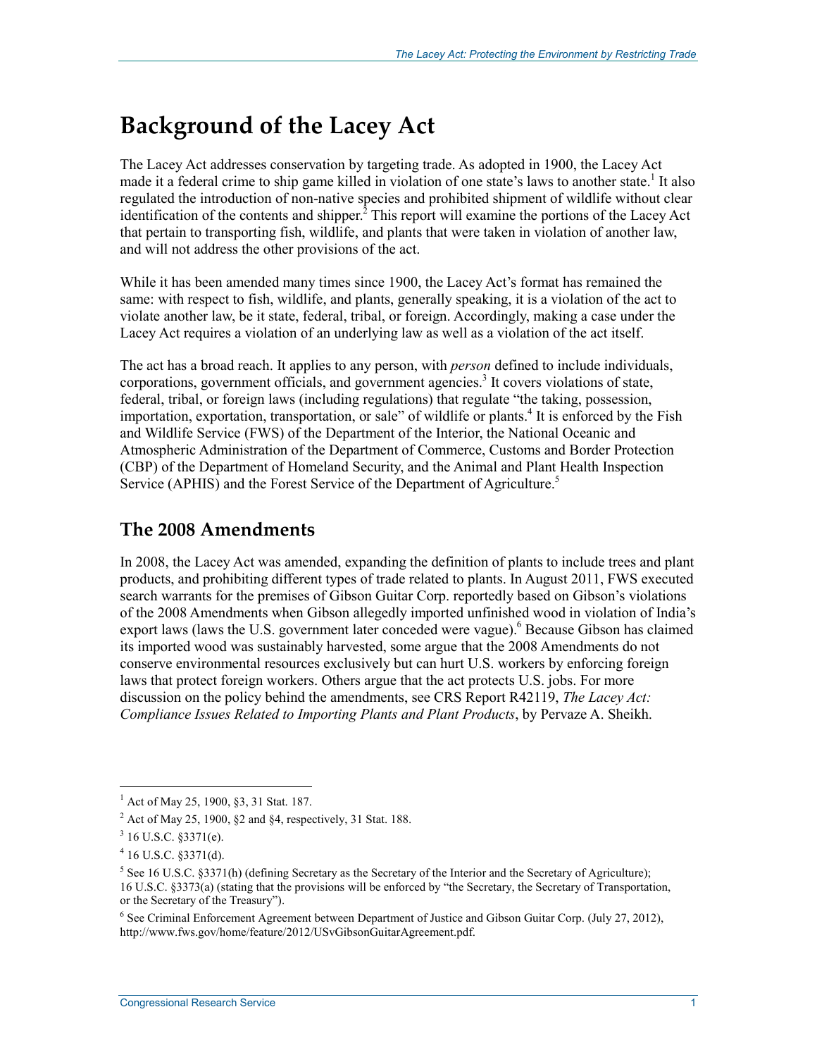# Background of the Lacey Act

The Lacey Act addresses conservation by targeting trade. As adopted in 1900, the Lacey Act made it a federal crime to ship game killed in violation of one state's laws to another state.[1] It also regulated the introduction of non-native species and prohibited shipment of wildlife without clear identification of the contents and shipper.[2] This report will examine the portions of the Lacey Act that pertain to transporting fish, wildlife, and plants that were taken in violation of another law, and will not address the other provisions of the act.

While it has been amended many times since 1900, the Lacey Act's format has remained the same: with respect to fish, wildlife, and plants, generally speaking, it is a violation of the act to violate another law, be it state, federal, tribal, or foreign. Accordingly, making a case under the Lacey Act requires a violation of an underlying law as well as a violation of the act itself.

The act has a broad reach. It applies to any person, with *person* defined to include individuals, corporations, government officials, and government agencies.[3] It covers violations of state, federal, tribal, or foreign laws (including regulations) that regulate "the taking, possession, importation, exportation, transportation, or sale" of wildlife or plants.[4] It is enforced by the Fish and Wildlife Service (FWS) of the Department of the Interior, the National Oceanic and Atmospheric Administration of the Department of Commerce, Customs and Border Protection (CBP) of the Department of Homeland Security, and the Animal and Plant Health Inspection Service (APHIS) and the Forest Service of the Department of Agriculture.[5]

## The 2008 Amendments

In 2008, the Lacey Act was amended, expanding the definition of plants to include trees and plant products, and prohibiting different types of trade related to plants. In August 2011, FWS executed search warrants for the premises of Gibson Guitar Corp. reportedly based on Gibson's violations of the 2008 Amendments when Gibson allegedly imported unfinished wood in violation of India's export laws (laws the U.S. government later conceded were vague).[6] Because Gibson has claimed its imported wood was sustainably harvested, some argue that the 2008 Amendments do not conserve environmental resources exclusively but can hurt U.S. workers by enforcing foreign laws that protect foreign workers. Others argue that the act protects U.S. jobs. For more discussion on the policy behind the amendments, see CRS Report R42119, *The Lacey Act: Compliance Issues Related to Importing Plants and Plant Products*, by Pervaze A. Sheikh.

---

[1] Act of May 25, 1900, §3, 31 Stat. 187.

[2] Act of May 25, 1900, §2 and §4, respectively, 31 Stat. 188.

[3] 16 U.S.C. §3371(e).

[4] 16 U.S.C. §3371(d).

[5] See 16 U.S.C. §3371(h) (defining Secretary as the Secretary of the Interior and the Secretary of Agriculture); 16 U.S.C. §3373(a) (stating that the provisions will be enforced by "the Secretary, the Secretary of Transportation, or the Secretary of the Treasury").

[6] See Criminal Enforcement Agreement between Department of Justice and Gibson Guitar Corp. (July 27, 2012), http://www.fws.gov/home/feature/2012/USvGibsonGuitarAgreement.pdf.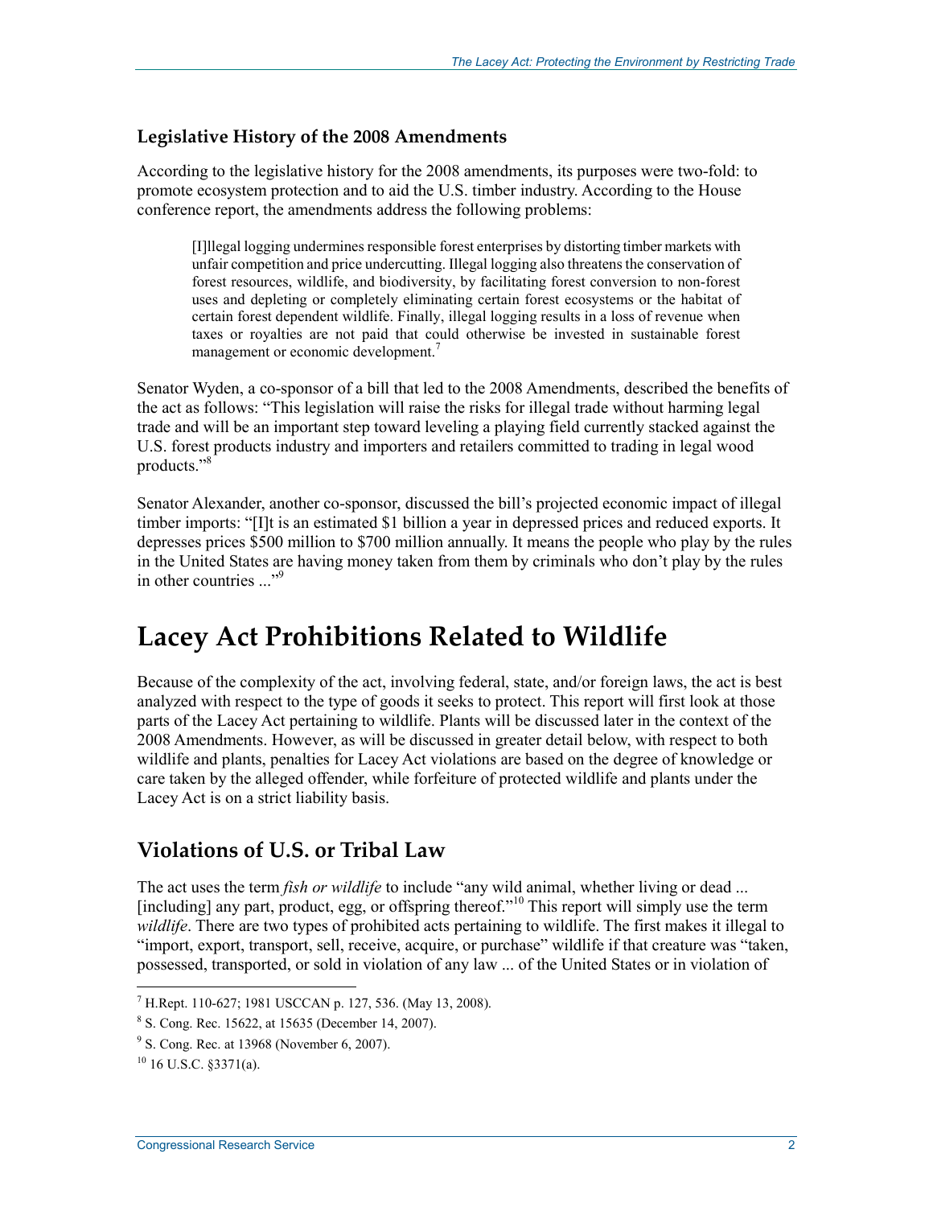### Legislative History of the 2008 Amendments

According to the legislative history for the 2008 amendments, its purposes were two-fold: to promote ecosystem protection and to aid the U.S. timber industry. According to the House conference report, the amendments address the following problems:

> [I]llegal logging undermines responsible forest enterprises by distorting timber markets with unfair competition and price undercutting. Illegal logging also threatens the conservation of forest resources, wildlife, and biodiversity, by facilitating forest conversion to non-forest uses and depleting or completely eliminating certain forest ecosystems or the habitat of certain forest dependent wildlife. Finally, illegal logging results in a loss of revenue when taxes or royalties are not paid that could otherwise be invested in sustainable forest management or economic development.[7]

Senator Wyden, a co-sponsor of a bill that led to the 2008 Amendments, described the benefits of the act as follows: "This legislation will raise the risks for illegal trade without harming legal trade and will be an important step toward leveling a playing field currently stacked against the U.S. forest products industry and importers and retailers committed to trading in legal wood products."[8]

Senator Alexander, another co-sponsor, discussed the bill's projected economic impact of illegal timber imports: "[I]t is an estimated $1 billion a year in depressed prices and reduced exports. It depresses prices $500 million to $700 million annually. It means the people who play by the rules in the United States are having money taken from them by criminals who don't play by the rules in other countries ..."[9]

# Lacey Act Prohibitions Related to Wildlife

Because of the complexity of the act, involving federal, state, and/or foreign laws, the act is best analyzed with respect to the type of goods it seeks to protect. This report will first look at those parts of the Lacey Act pertaining to wildlife. Plants will be discussed later in the context of the 2008 Amendments. However, as will be discussed in greater detail below, with respect to both wildlife and plants, penalties for Lacey Act violations are based on the degree of knowledge or care taken by the alleged offender, while forfeiture of protected wildlife and plants under the Lacey Act is on a strict liability basis.

## Violations of U.S. or Tribal Law

The act uses the term *fish or wildlife* to include "any wild animal, whether living or dead ... [including] any part, product, egg, or offspring thereof."[10] This report will simply use the term *wildlife*. There are two types of prohibited acts pertaining to wildlife. The first makes it illegal to "import, export, transport, sell, receive, acquire, or purchase" wildlife if that creature was "taken, possessed, transported, or sold in violation of any law ... of the United States or in violation of

---

[7] H.Rept. 110-627; 1981 USCCAN p. 127, 536. (May 13, 2008).

[8] S. Cong. Rec. 15622, at 15635 (December 14, 2007).

[9] S. Cong. Rec. at 13968 (November 6, 2007).

[10] 16 U.S.C. §3371(a).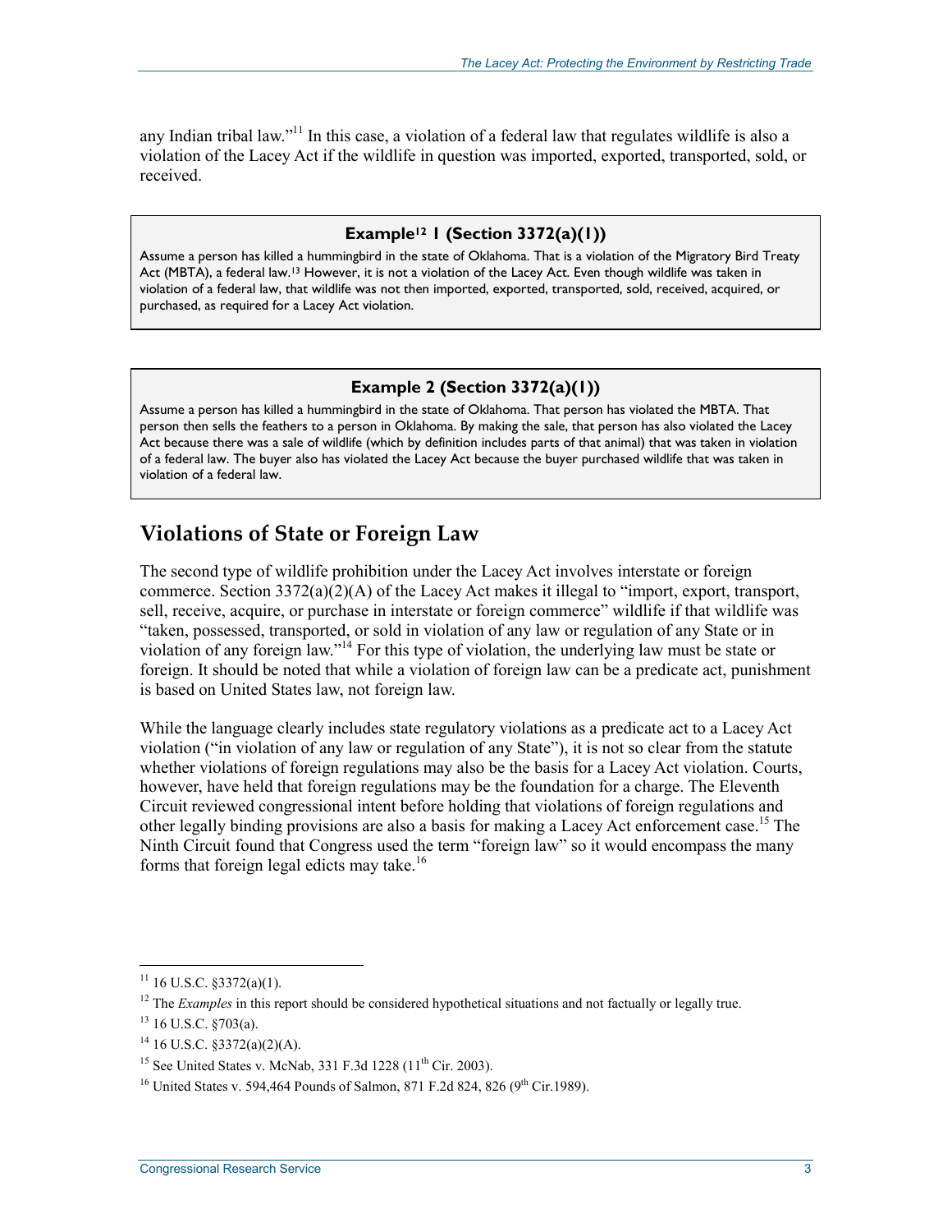any Indian tribal law."[11] In this case, a violation of a federal law that regulates wildlife is also a violation of the Lacey Act if the wildlife in question was imported, exported, transported, sold, or received.

> **Example[12] 1 (Section 3372(a)(1))**
>
> Assume a person has killed a hummingbird in the state of Oklahoma. That is a violation of the Migratory Bird Treaty Act (MBTA), a federal law.[13] However, it is not a violation of the Lacey Act. Even though wildlife was taken in violation of a federal law, that wildlife was not then imported, exported, transported, sold, received, acquired, or purchased, as required for a Lacey Act violation.

> **Example 2 (Section 3372(a)(1))**
>
> Assume a person has killed a hummingbird in the state of Oklahoma. That person has violated the MBTA. That person then sells the feathers to a person in Oklahoma. By making the sale, that person has also violated the Lacey Act because there was a sale of wildlife (which by definition includes parts of that animal) that was taken in violation of a federal law. The buyer also has violated the Lacey Act because the buyer purchased wildlife that was taken in violation of a federal law.

## Violations of State or Foreign Law

The second type of wildlife prohibition under the Lacey Act involves interstate or foreign commerce. Section 3372(a)(2)(A) of the Lacey Act makes it illegal to "import, export, transport, sell, receive, acquire, or purchase in interstate or foreign commerce" wildlife if that wildlife was "taken, possessed, transported, or sold in violation of any law or regulation of any State or in violation of any foreign law."[14] For this type of violation, the underlying law must be state or foreign. It should be noted that while a violation of foreign law can be a predicate act, punishment is based on United States law, not foreign law.

While the language clearly includes state regulatory violations as a predicate act to a Lacey Act violation ("in violation of any law or regulation of any State"), it is not so clear from the statute whether violations of foreign regulations may also be the basis for a Lacey Act violation. Courts, however, have held that foreign regulations may be the foundation for a charge. The Eleventh Circuit reviewed congressional intent before holding that violations of foreign regulations and other legally binding provisions are also a basis for making a Lacey Act enforcement case.[15] The Ninth Circuit found that Congress used the term "foreign law" so it would encompass the many forms that foreign legal edicts may take.[16]

---

[11] 16 U.S.C. §3372(a)(1).

[12] The *Examples* in this report should be considered hypothetical situations and not factually or legally true.

[13] 16 U.S.C. §703(a).

[14] 16 U.S.C. §3372(a)(2)(A).

[15] See United States v. McNab, 331 F.3d 1228 (11th Cir. 2003).

[16] United States v. 594,464 Pounds of Salmon, 871 F.2d 824, 826 (9th Cir.1989).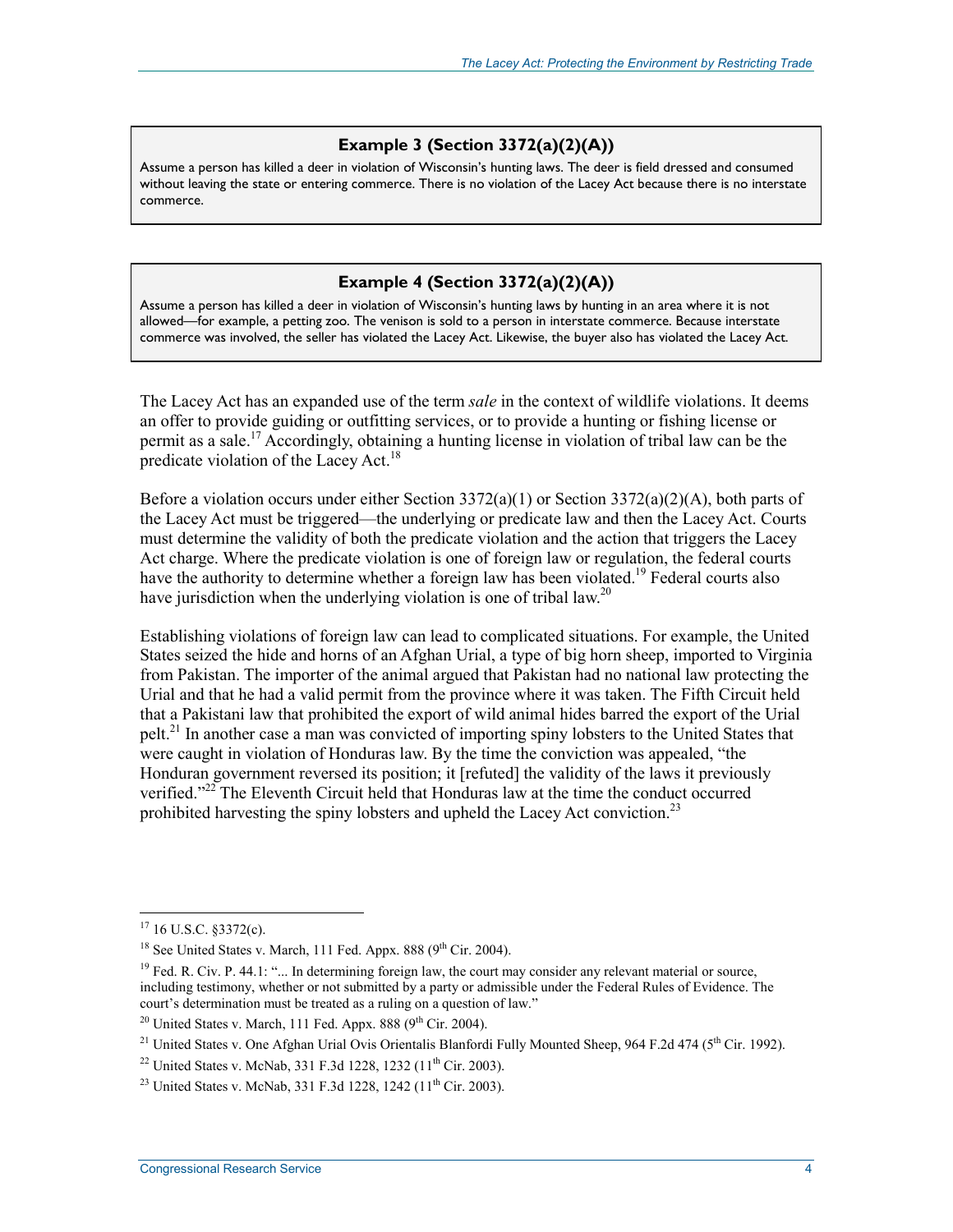**Example 3 (Section 3372(a)(2)(A))**

Assume a person has killed a deer in violation of Wisconsin's hunting laws. The deer is field dressed and consumed without leaving the state or entering commerce. There is no violation of the Lacey Act because there is no interstate commerce.

**Example 4 (Section 3372(a)(2)(A))**

Assume a person has killed a deer in violation of Wisconsin's hunting laws by hunting in an area where it is not allowed—for example, a petting zoo. The venison is sold to a person in interstate commerce. Because interstate commerce was involved, the seller has violated the Lacey Act. Likewise, the buyer also has violated the Lacey Act.

The Lacey Act has an expanded use of the term *sale* in the context of wildlife violations. It deems an offer to provide guiding or outfitting services, or to provide a hunting or fishing license or permit as a sale.[17] Accordingly, obtaining a hunting license in violation of tribal law can be the predicate violation of the Lacey Act.[18]

Before a violation occurs under either Section 3372(a)(1) or Section 3372(a)(2)(A), both parts of the Lacey Act must be triggered—the underlying or predicate law and then the Lacey Act. Courts must determine the validity of both the predicate violation and the action that triggers the Lacey Act charge. Where the predicate violation is one of foreign law or regulation, the federal courts have the authority to determine whether a foreign law has been violated.[19] Federal courts also have jurisdiction when the underlying violation is one of tribal law.[20]

Establishing violations of foreign law can lead to complicated situations. For example, the United States seized the hide and horns of an Afghan Urial, a type of big horn sheep, imported to Virginia from Pakistan. The importer of the animal argued that Pakistan had no national law protecting the Urial and that he had a valid permit from the province where it was taken. The Fifth Circuit held that a Pakistani law that prohibited the export of wild animal hides barred the export of the Urial pelt.[21] In another case a man was convicted of importing spiny lobsters to the United States that were caught in violation of Honduras law. By the time the conviction was appealed, "the Honduran government reversed its position; it [refuted] the validity of the laws it previously verified."[22] The Eleventh Circuit held that Honduras law at the time the conduct occurred prohibited harvesting the spiny lobsters and upheld the Lacey Act conviction.[23]

---

[17] 16 U.S.C. §3372(c).

[18] See United States v. March, 111 Fed. Appx. 888 (9th Cir. 2004).

[19] Fed. R. Civ. P. 44.1: "... In determining foreign law, the court may consider any relevant material or source, including testimony, whether or not submitted by a party or admissible under the Federal Rules of Evidence. The court's determination must be treated as a ruling on a question of law."

[20] United States v. March, 111 Fed. Appx. 888 (9th Cir. 2004).

[21] United States v. One Afghan Urial Ovis Orientalis Blanfordi Fully Mounted Sheep, 964 F.2d 474 (5th Cir. 1992).

[22] United States v. McNab, 331 F.3d 1228, 1232 (11th Cir. 2003).

[23] United States v. McNab, 331 F.3d 1228, 1242 (11th Cir. 2003).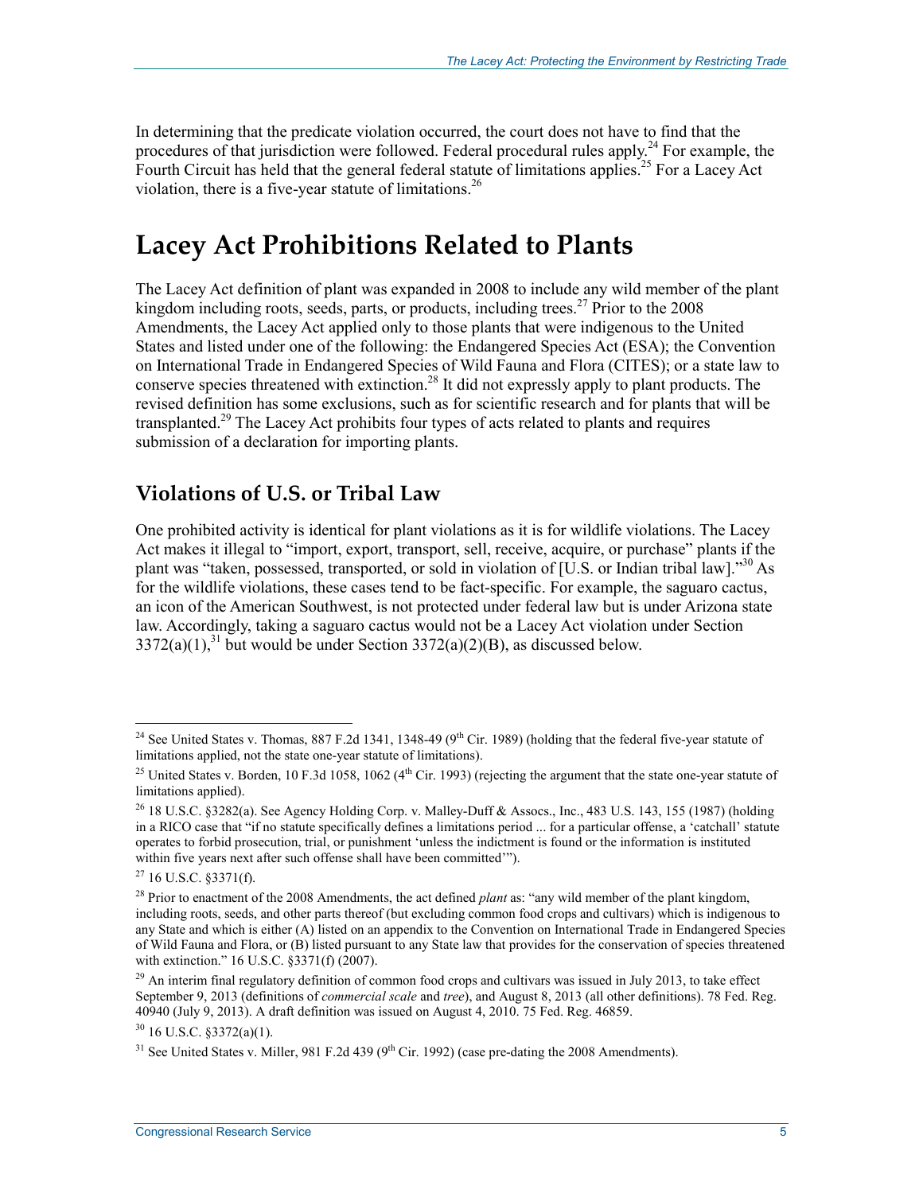In determining that the predicate violation occurred, the court does not have to find that the procedures of that jurisdiction were followed. Federal procedural rules apply.[24] For example, the Fourth Circuit has held that the general federal statute of limitations applies.[25] For a Lacey Act violation, there is a five-year statute of limitations.[26]

# Lacey Act Prohibitions Related to Plants

The Lacey Act definition of plant was expanded in 2008 to include any wild member of the plant kingdom including roots, seeds, parts, or products, including trees.[27] Prior to the 2008 Amendments, the Lacey Act applied only to those plants that were indigenous to the United States and listed under one of the following: the Endangered Species Act (ESA); the Convention on International Trade in Endangered Species of Wild Fauna and Flora (CITES); or a state law to conserve species threatened with extinction.[28] It did not expressly apply to plant products. The revised definition has some exclusions, such as for scientific research and for plants that will be transplanted.[29] The Lacey Act prohibits four types of acts related to plants and requires submission of a declaration for importing plants.

## Violations of U.S. or Tribal Law

One prohibited activity is identical for plant violations as it is for wildlife violations. The Lacey Act makes it illegal to "import, export, transport, sell, receive, acquire, or purchase" plants if the plant was "taken, possessed, transported, or sold in violation of [U.S. or Indian tribal law]."[30] As for the wildlife violations, these cases tend to be fact-specific. For example, the saguaro cactus, an icon of the American Southwest, is not protected under federal law but is under Arizona state law. Accordingly, taking a saguaro cactus would not be a Lacey Act violation under Section 3372(a)(1),[31] but would be under Section 3372(a)(2)(B), as discussed below.

---

[24] See United States v. Thomas, 887 F.2d 1341, 1348-49 (9th Cir. 1989) (holding that the federal five-year statute of limitations applied, not the state one-year statute of limitations).

[25] United States v. Borden, 10 F.3d 1058, 1062 (4th Cir. 1993) (rejecting the argument that the state one-year statute of limitations applied).

[26] 18 U.S.C. §3282(a). See Agency Holding Corp. v. Malley-Duff & Assocs., Inc., 483 U.S. 143, 155 (1987) (holding in a RICO case that "if no statute specifically defines a limitations period ... for a particular offense, a 'catchall' statute operates to forbid prosecution, trial, or punishment 'unless the indictment is found or the information is instituted within five years next after such offense shall have been committed'").

[27] 16 U.S.C. §3371(f).

[28] Prior to enactment of the 2008 Amendments, the act defined *plant* as: "any wild member of the plant kingdom, including roots, seeds, and other parts thereof (but excluding common food crops and cultivars) which is indigenous to any State and which is either (A) listed on an appendix to the Convention on International Trade in Endangered Species of Wild Fauna and Flora, or (B) listed pursuant to any State law that provides for the conservation of species threatened with extinction." 16 U.S.C. §3371(f) (2007).

[29] An interim final regulatory definition of common food crops and cultivars was issued in July 2013, to take effect September 9, 2013 (definitions of *commercial scale* and *tree*), and August 8, 2013 (all other definitions). 78 Fed. Reg. 40940 (July 9, 2013). A draft definition was issued on August 4, 2010. 75 Fed. Reg. 46859.

[30] 16 U.S.C. §3372(a)(1).

[31] See United States v. Miller, 981 F.2d 439 (9th Cir. 1992) (case pre-dating the 2008 Amendments).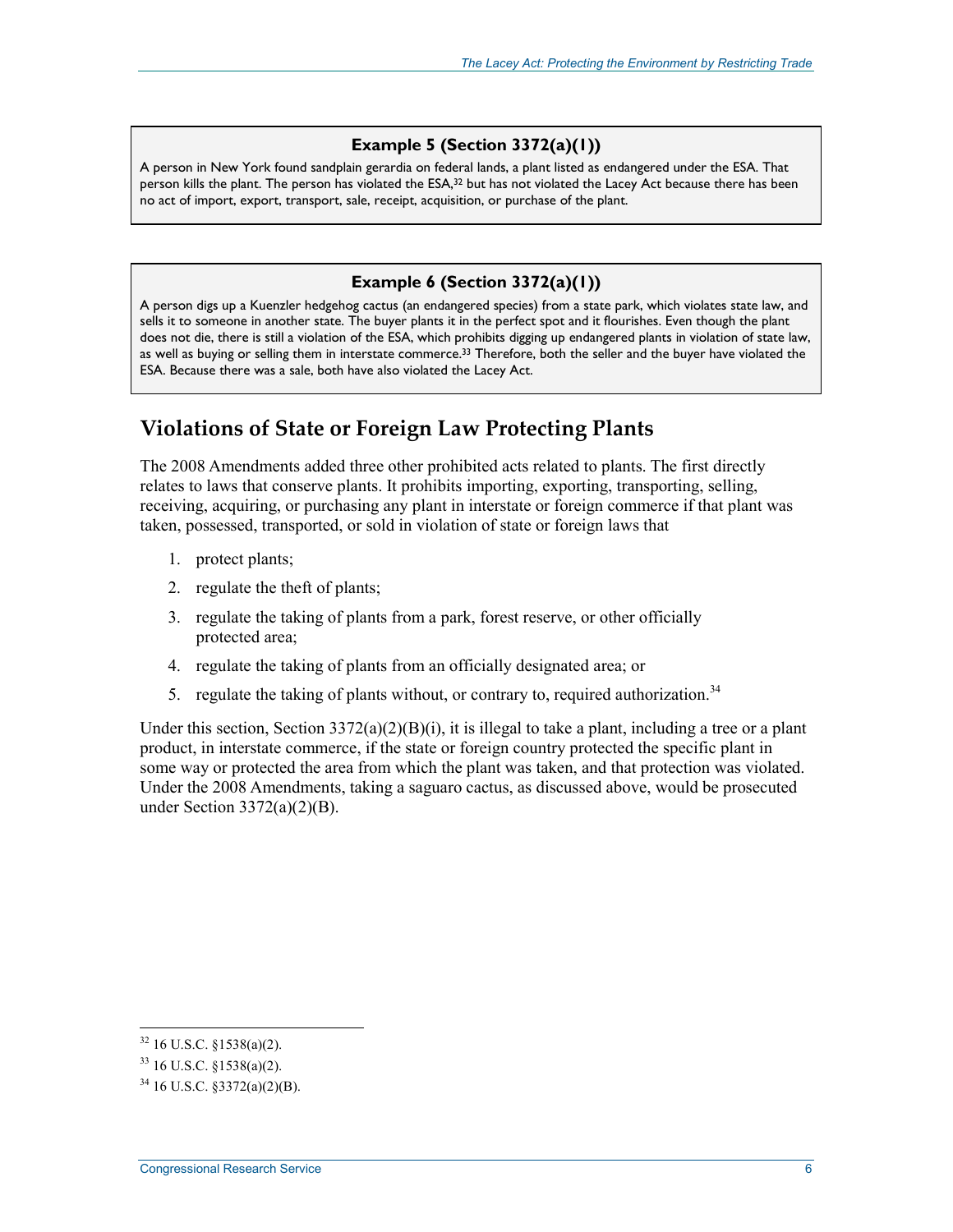**Example 5 (Section 3372(a)(1))**

A person in New York found sandplain gerardia on federal lands, a plant listed as endangered under the ESA. That person kills the plant. The person has violated the ESA,[32] but has not violated the Lacey Act because there has been no act of import, export, transport, sale, receipt, acquisition, or purchase of the plant.

**Example 6 (Section 3372(a)(1))**

A person digs up a Kuenzler hedgehog cactus (an endangered species) from a state park, which violates state law, and sells it to someone in another state. The buyer plants it in the perfect spot and it flourishes. Even though the plant does not die, there is still a violation of the ESA, which prohibits digging up endangered plants in violation of state law, as well as buying or selling them in interstate commerce.[33] Therefore, both the seller and the buyer have violated the ESA. Because there was a sale, both have also violated the Lacey Act.

## Violations of State or Foreign Law Protecting Plants

The 2008 Amendments added three other prohibited acts related to plants. The first directly relates to laws that conserve plants. It prohibits importing, exporting, transporting, selling, receiving, acquiring, or purchasing any plant in interstate or foreign commerce if that plant was taken, possessed, transported, or sold in violation of state or foreign laws that

1. protect plants;
2. regulate the theft of plants;
3. regulate the taking of plants from a park, forest reserve, or other officially protected area;
4. regulate the taking of plants from an officially designated area; or
5. regulate the taking of plants without, or contrary to, required authorization.[34]

Under this section, Section 3372(a)(2)(B)(i), it is illegal to take a plant, including a tree or a plant product, in interstate commerce, if the state or foreign country protected the specific plant in some way or protected the area from which the plant was taken, and that protection was violated. Under the 2008 Amendments, taking a saguaro cactus, as discussed above, would be prosecuted under Section 3372(a)(2)(B).

---

[32] 16 U.S.C. §1538(a)(2).

[33] 16 U.S.C. §1538(a)(2).

[34] 16 U.S.C. §3372(a)(2)(B).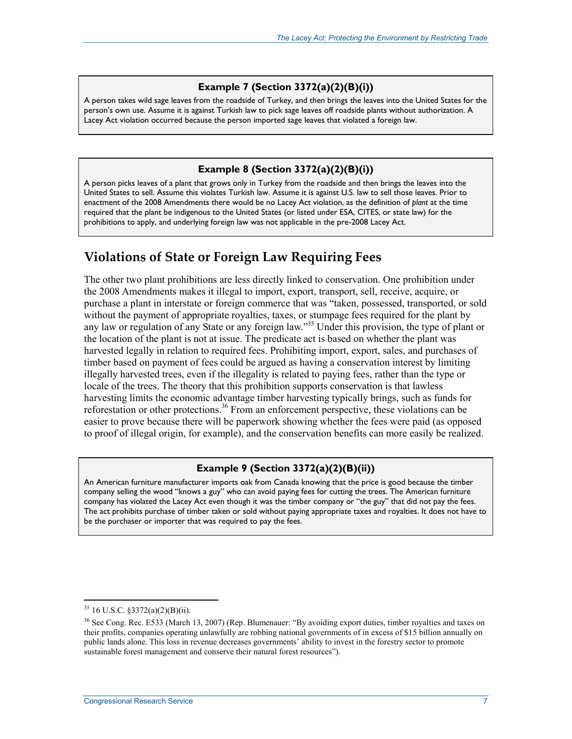**Example 7 (Section 3372(a)(2)(B)(i))**

A person takes wild sage leaves from the roadside of Turkey, and then brings the leaves into the United States for the person's own use. Assume it is against Turkish law to pick sage leaves off roadside plants without authorization. A Lacey Act violation occurred because the person imported sage leaves that violated a foreign law.

**Example 8 (Section 3372(a)(2)(B)(i))**

A person picks leaves of a plant that grows only in Turkey from the roadside and then brings the leaves into the United States to sell. Assume this violates Turkish law. Assume it is against U.S. law to sell those leaves. Prior to enactment of the 2008 Amendments there would be no Lacey Act violation, as the definition of *plant* at the time required that the plant be indigenous to the United States (or listed under ESA, CITES, or state law) for the prohibitions to apply, and underlying foreign law was not applicable in the pre-2008 Lacey Act.

## Violations of State or Foreign Law Requiring Fees

The other two plant prohibitions are less directly linked to conservation. One prohibition under the 2008 Amendments makes it illegal to import, export, transport, sell, receive, acquire, or purchase a plant in interstate or foreign commerce that was "taken, possessed, transported, or sold without the payment of appropriate royalties, taxes, or stumpage fees required for the plant by any law or regulation of any State or any foreign law."[35] Under this provision, the type of plant or the location of the plant is not at issue. The predicate act is based on whether the plant was harvested legally in relation to required fees. Prohibiting import, export, sales, and purchases of timber based on payment of fees could be argued as having a conservation interest by limiting illegally harvested trees, even if the illegality is related to paying fees, rather than the type or locale of the trees. The theory that this prohibition supports conservation is that lawless harvesting limits the economic advantage timber harvesting typically brings, such as funds for reforestation or other protections.[36] From an enforcement perspective, these violations can be easier to prove because there will be paperwork showing whether the fees were paid (as opposed to proof of illegal origin, for example), and the conservation benefits can more easily be realized.

**Example 9 (Section 3372(a)(2)(B)(ii))**

An American furniture manufacturer imports oak from Canada knowing that the price is good because the timber company selling the wood "knows a guy" who can avoid paying fees for cutting the trees. The American furniture company has violated the Lacey Act even though it was the timber company or "the guy" that did not pay the fees. The act prohibits purchase of timber taken or sold without paying appropriate taxes and royalties. It does not have to be the purchaser or importer that was required to pay the fees.

---

[35] 16 U.S.C. §3372(a)(2)(B)(ii).

[36] See Cong. Rec. E533 (March 13, 2007) (Rep. Blumenauer: "By avoiding export duties, timber royalties and taxes on their profits, companies operating unlawfully are robbing national governments of in excess of $15 billion annually on public lands alone. This loss in revenue decreases governments' ability to invest in the forestry sector to promote sustainable forest management and conserve their natural forest resources").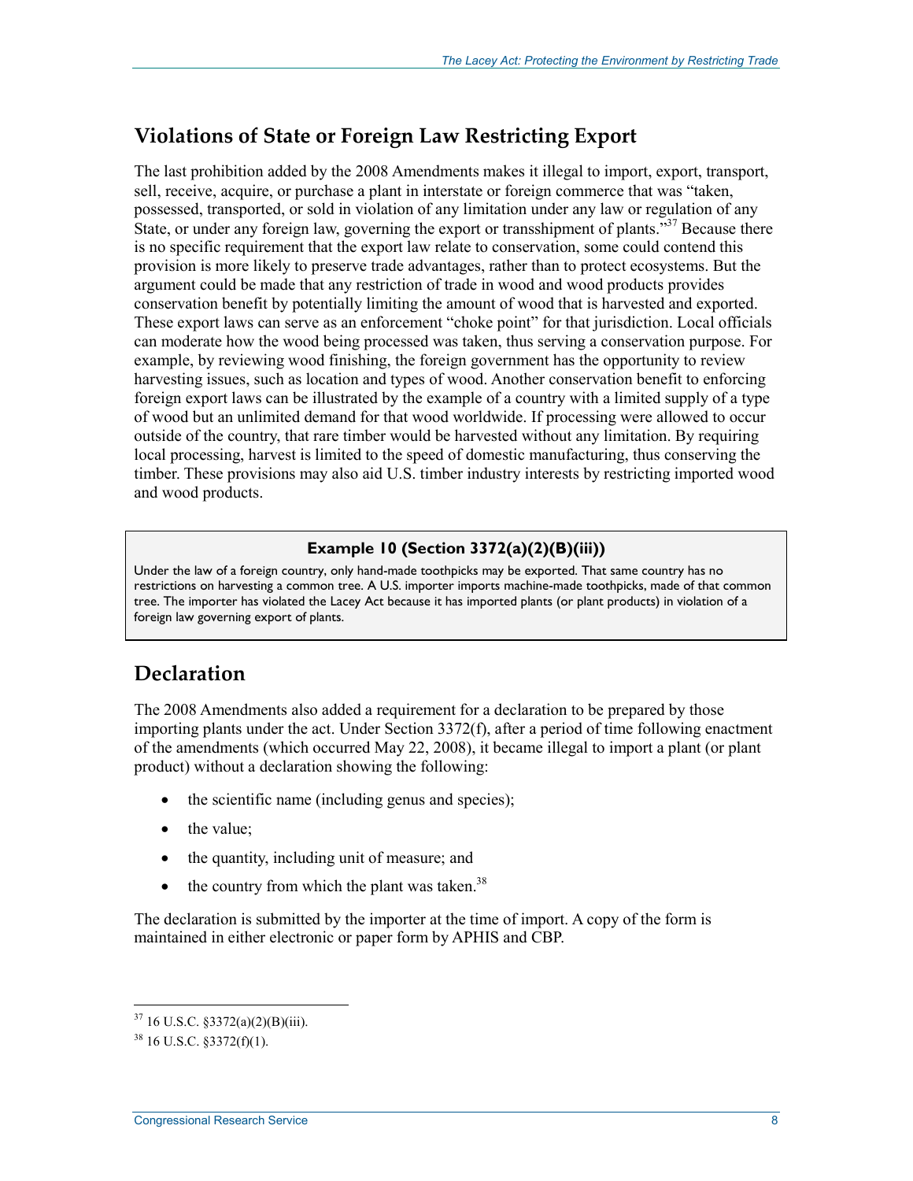## Violations of State or Foreign Law Restricting Export

The last prohibition added by the 2008 Amendments makes it illegal to import, export, transport, sell, receive, acquire, or purchase a plant in interstate or foreign commerce that was "taken, possessed, transported, or sold in violation of any limitation under any law or regulation of any State, or under any foreign law, governing the export or transshipment of plants."[37] Because there is no specific requirement that the export law relate to conservation, some could contend this provision is more likely to preserve trade advantages, rather than to protect ecosystems. But the argument could be made that any restriction of trade in wood and wood products provides conservation benefit by potentially limiting the amount of wood that is harvested and exported. These export laws can serve as an enforcement "choke point" for that jurisdiction. Local officials can moderate how the wood being processed was taken, thus serving a conservation purpose. For example, by reviewing wood finishing, the foreign government has the opportunity to review harvesting issues, such as location and types of wood. Another conservation benefit to enforcing foreign export laws can be illustrated by the example of a country with a limited supply of a type of wood but an unlimited demand for that wood worldwide. If processing were allowed to occur outside of the country, that rare timber would be harvested without any limitation. By requiring local processing, harvest is limited to the speed of domestic manufacturing, thus conserving the timber. These provisions may also aid U.S. timber industry interests by restricting imported wood and wood products.

**Example 10 (Section 3372(a)(2)(B)(iii))**

Under the law of a foreign country, only hand-made toothpicks may be exported. That same country has no restrictions on harvesting a common tree. A U.S. importer imports machine-made toothpicks, made of that common tree. The importer has violated the Lacey Act because it has imported plants (or plant products) in violation of a foreign law governing export of plants.

## Declaration

The 2008 Amendments also added a requirement for a declaration to be prepared by those importing plants under the act. Under Section 3372(f), after a period of time following enactment of the amendments (which occurred May 22, 2008), it became illegal to import a plant (or plant product) without a declaration showing the following:

- the scientific name (including genus and species);
- the value;
- the quantity, including unit of measure; and
- the country from which the plant was taken.[38]

The declaration is submitted by the importer at the time of import. A copy of the form is maintained in either electronic or paper form by APHIS and CBP.

---

[37] 16 U.S.C. §3372(a)(2)(B)(iii).

[38] 16 U.S.C. §3372(f)(1).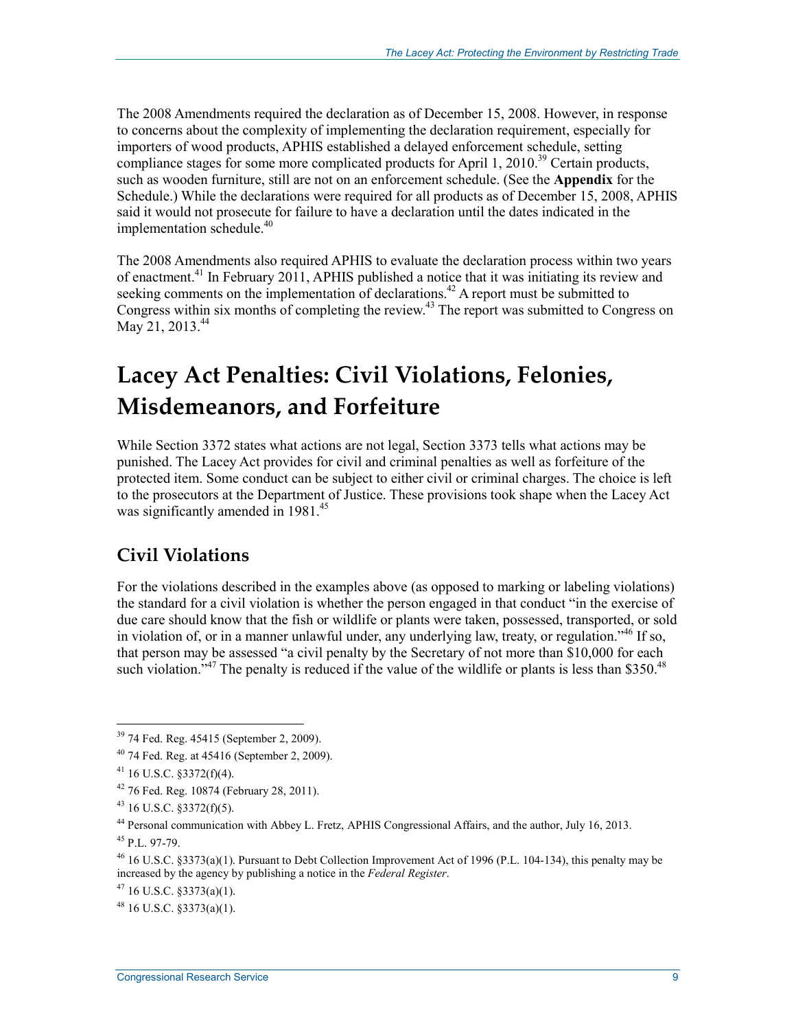The 2008 Amendments required the declaration as of December 15, 2008. However, in response to concerns about the complexity of implementing the declaration requirement, especially for importers of wood products, APHIS established a delayed enforcement schedule, setting compliance stages for some more complicated products for April 1, 2010.[39] Certain products, such as wooden furniture, still are not on an enforcement schedule. (See the **Appendix** for the Schedule.) While the declarations were required for all products as of December 15, 2008, APHIS said it would not prosecute for failure to have a declaration until the dates indicated in the implementation schedule.[40]

The 2008 Amendments also required APHIS to evaluate the declaration process within two years of enactment.[41] In February 2011, APHIS published a notice that it was initiating its review and seeking comments on the implementation of declarations.[42] A report must be submitted to Congress within six months of completing the review.[43] The report was submitted to Congress on May 21, 2013.[44]

# Lacey Act Penalties: Civil Violations, Felonies, Misdemeanors, and Forfeiture

While Section 3372 states what actions are not legal, Section 3373 tells what actions may be punished. The Lacey Act provides for civil and criminal penalties as well as forfeiture of the protected item. Some conduct can be subject to either civil or criminal charges. The choice is left to the prosecutors at the Department of Justice. These provisions took shape when the Lacey Act was significantly amended in 1981.[45]

## Civil Violations

For the violations described in the examples above (as opposed to marking or labeling violations) the standard for a civil violation is whether the person engaged in that conduct "in the exercise of due care should know that the fish or wildlife or plants were taken, possessed, transported, or sold in violation of, or in a manner unlawful under, any underlying law, treaty, or regulation."[46] If so, that person may be assessed "a civil penalty by the Secretary of not more than $10,000 for each such violation."[47] The penalty is reduced if the value of the wildlife or plants is less than $350.[48]

---

[39] 74 Fed. Reg. 45415 (September 2, 2009).

[40] 74 Fed. Reg. at 45416 (September 2, 2009).

[41] 16 U.S.C. §3372(f)(4).

[42] 76 Fed. Reg. 10874 (February 28, 2011).

[43] 16 U.S.C. §3372(f)(5).

[44] Personal communication with Abbey L. Fretz, APHIS Congressional Affairs, and the author, July 16, 2013.

[45] P.L. 97-79.

[46] 16 U.S.C. §3373(a)(1). Pursuant to Debt Collection Improvement Act of 1996 (P.L. 104-134), this penalty may be increased by the agency by publishing a notice in the *Federal Register*.

[47] 16 U.S.C. §3373(a)(1).

[48] 16 U.S.C. §3373(a)(1).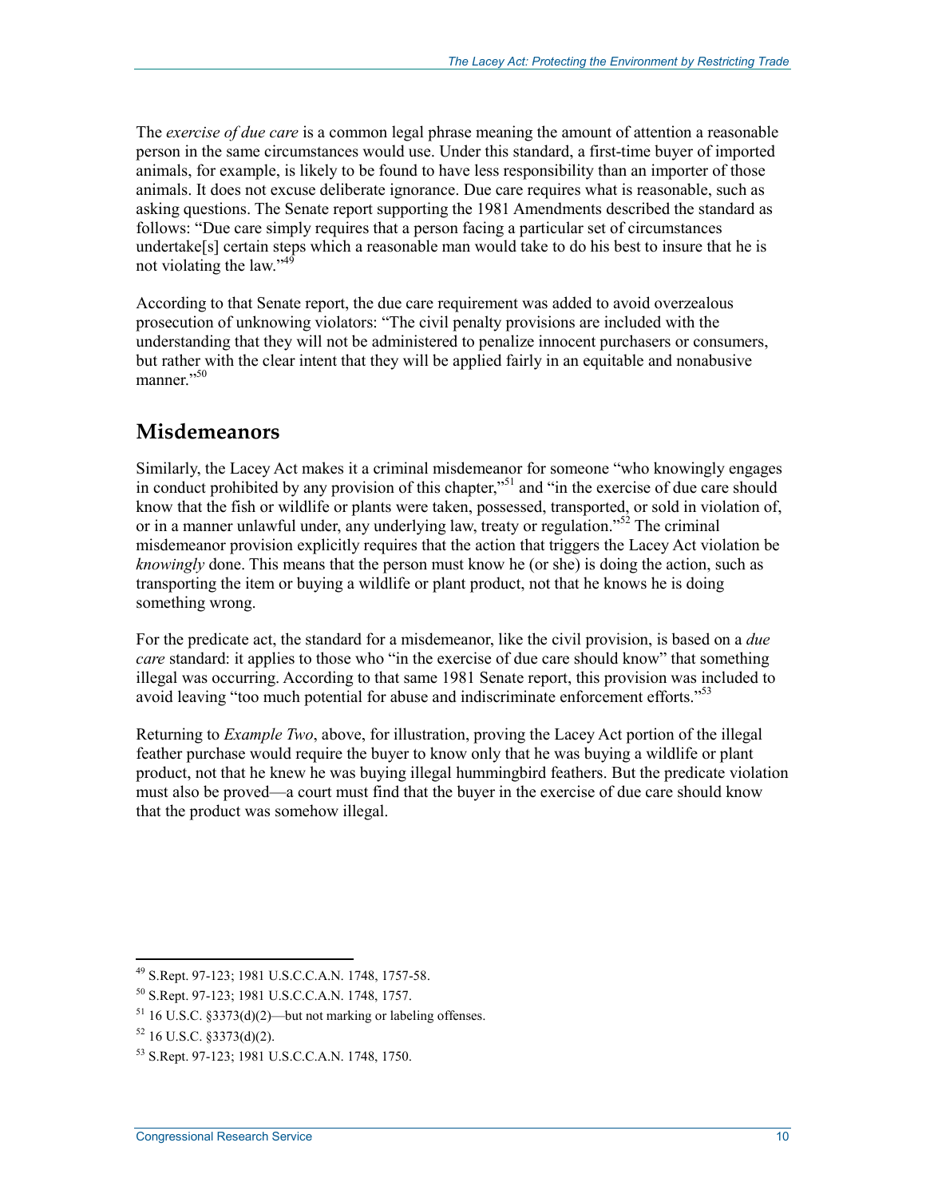The *exercise of due care* is a common legal phrase meaning the amount of attention a reasonable person in the same circumstances would use. Under this standard, a first-time buyer of imported animals, for example, is likely to be found to have less responsibility than an importer of those animals. It does not excuse deliberate ignorance. Due care requires what is reasonable, such as asking questions. The Senate report supporting the 1981 Amendments described the standard as follows: "Due care simply requires that a person facing a particular set of circumstances undertake[s] certain steps which a reasonable man would take to do his best to insure that he is not violating the law."[49]

According to that Senate report, the due care requirement was added to avoid overzealous prosecution of unknowing violators: "The civil penalty provisions are included with the understanding that they will not be administered to penalize innocent purchasers or consumers, but rather with the clear intent that they will be applied fairly in an equitable and nonabusive manner."[50]

## Misdemeanors

Similarly, the Lacey Act makes it a criminal misdemeanor for someone "who knowingly engages in conduct prohibited by any provision of this chapter,"[51] and "in the exercise of due care should know that the fish or wildlife or plants were taken, possessed, transported, or sold in violation of, or in a manner unlawful under, any underlying law, treaty or regulation."[52] The criminal misdemeanor provision explicitly requires that the action that triggers the Lacey Act violation be *knowingly* done. This means that the person must know he (or she) is doing the action, such as transporting the item or buying a wildlife or plant product, not that he knows he is doing something wrong.

For the predicate act, the standard for a misdemeanor, like the civil provision, is based on a *due care* standard: it applies to those who "in the exercise of due care should know" that something illegal was occurring. According to that same 1981 Senate report, this provision was included to avoid leaving "too much potential for abuse and indiscriminate enforcement efforts."[53]

Returning to *Example Two*, above, for illustration, proving the Lacey Act portion of the illegal feather purchase would require the buyer to know only that he was buying a wildlife or plant product, not that he knew he was buying illegal hummingbird feathers. But the predicate violation must also be proved—a court must find that the buyer in the exercise of due care should know that the product was somehow illegal.

---

[49] S.Rept. 97-123; 1981 U.S.C.C.A.N. 1748, 1757-58.

[50] S.Rept. 97-123; 1981 U.S.C.C.A.N. 1748, 1757.

[51] 16 U.S.C. §3373(d)(2)—but not marking or labeling offenses.

[52] 16 U.S.C. §3373(d)(2).

[53] S.Rept. 97-123; 1981 U.S.C.C.A.N. 1748, 1750.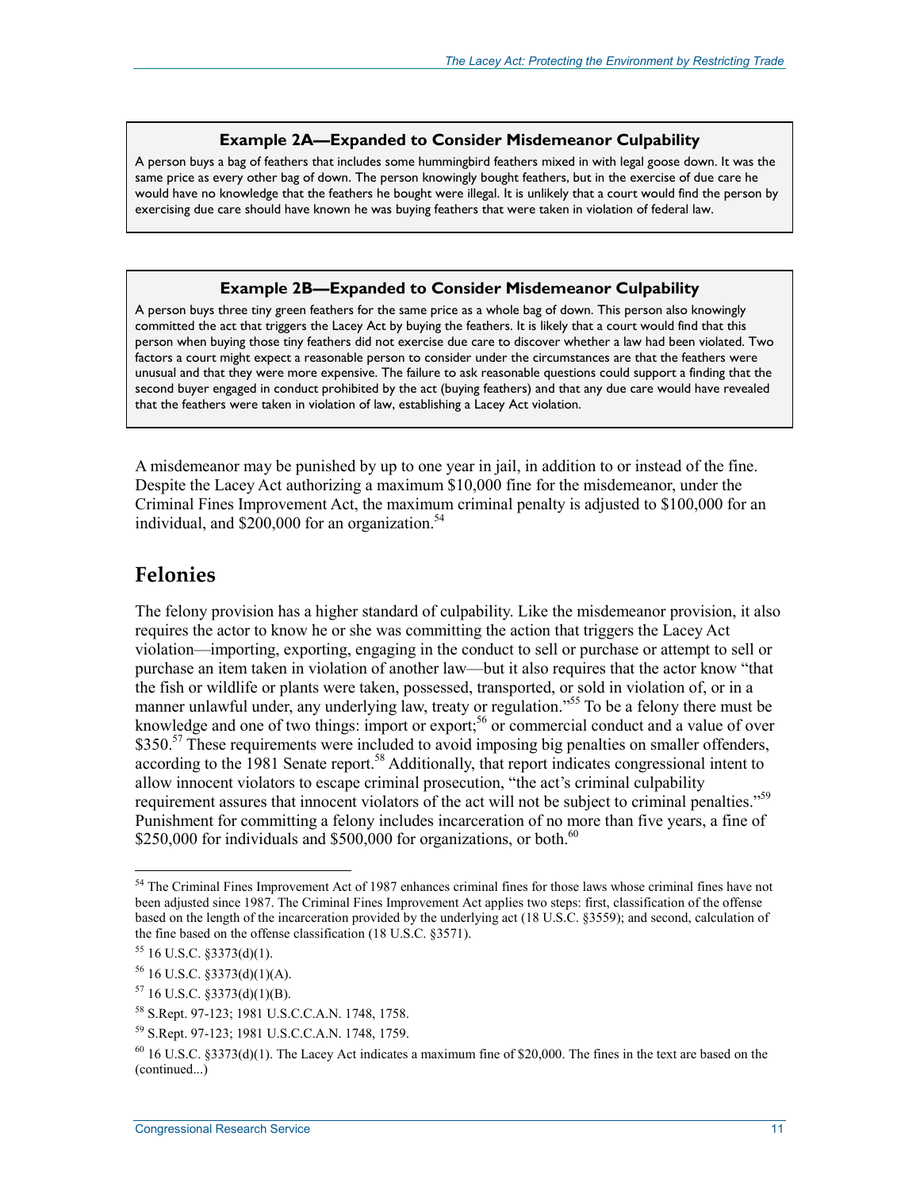**Example 2A—Expanded to Consider Misdemeanor Culpability**

A person buys a bag of feathers that includes some hummingbird feathers mixed in with legal goose down. It was the same price as every other bag of down. The person knowingly bought feathers, but in the exercise of due care he would have no knowledge that the feathers he bought were illegal. It is unlikely that a court would find the person by exercising due care should have known he was buying feathers that were taken in violation of federal law.

**Example 2B—Expanded to Consider Misdemeanor Culpability**

A person buys three tiny green feathers for the same price as a whole bag of down. This person also knowingly committed the act that triggers the Lacey Act by buying the feathers. It is likely that a court would find that this person when buying those tiny feathers did not exercise due care to discover whether a law had been violated. Two factors a court might expect a reasonable person to consider under the circumstances are that the feathers were unusual and that they were more expensive. The failure to ask reasonable questions could support a finding that the second buyer engaged in conduct prohibited by the act (buying feathers) and that any due care would have revealed that the feathers were taken in violation of law, establishing a Lacey Act violation.

A misdemeanor may be punished by up to one year in jail, in addition to or instead of the fine. Despite the Lacey Act authorizing a maximum $10,000 fine for the misdemeanor, under the Criminal Fines Improvement Act, the maximum criminal penalty is adjusted to $100,000 for an individual, and $200,000 for an organization.[54]

## Felonies

The felony provision has a higher standard of culpability. Like the misdemeanor provision, it also requires the actor to know he or she was committing the action that triggers the Lacey Act violation—importing, exporting, engaging in the conduct to sell or purchase or attempt to sell or purchase an item taken in violation of another law—but it also requires that the actor know "that the fish or wildlife or plants were taken, possessed, transported, or sold in violation of, or in a manner unlawful under, any underlying law, treaty or regulation."[55] To be a felony there must be knowledge and one of two things: import or export;[56] or commercial conduct and a value of over $350.[57] These requirements were included to avoid imposing big penalties on smaller offenders, according to the 1981 Senate report.[58] Additionally, that report indicates congressional intent to allow innocent violators to escape criminal prosecution, "the act's criminal culpability requirement assures that innocent violators of the act will not be subject to criminal penalties."[59] Punishment for committing a felony includes incarceration of no more than five years, a fine of $250,000 for individuals and $500,000 for organizations, or both.[60]

---

[54] The Criminal Fines Improvement Act of 1987 enhances criminal fines for those laws whose criminal fines have not been adjusted since 1987. The Criminal Fines Improvement Act applies two steps: first, classification of the offense based on the length of the incarceration provided by the underlying act (18 U.S.C. §3559); and second, calculation of the fine based on the offense classification (18 U.S.C. §3571).

[55] 16 U.S.C. §3373(d)(1).

[56] 16 U.S.C. §3373(d)(1)(A).

[57] 16 U.S.C. §3373(d)(1)(B).

[58] S.Rept. 97-123; 1981 U.S.C.C.A.N. 1748, 1758.

[59] S.Rept. 97-123; 1981 U.S.C.C.A.N. 1748, 1759.

[60] 16 U.S.C. §3373(d)(1). The Lacey Act indicates a maximum fine of $20,000. The fines in the text are based on the (continued...)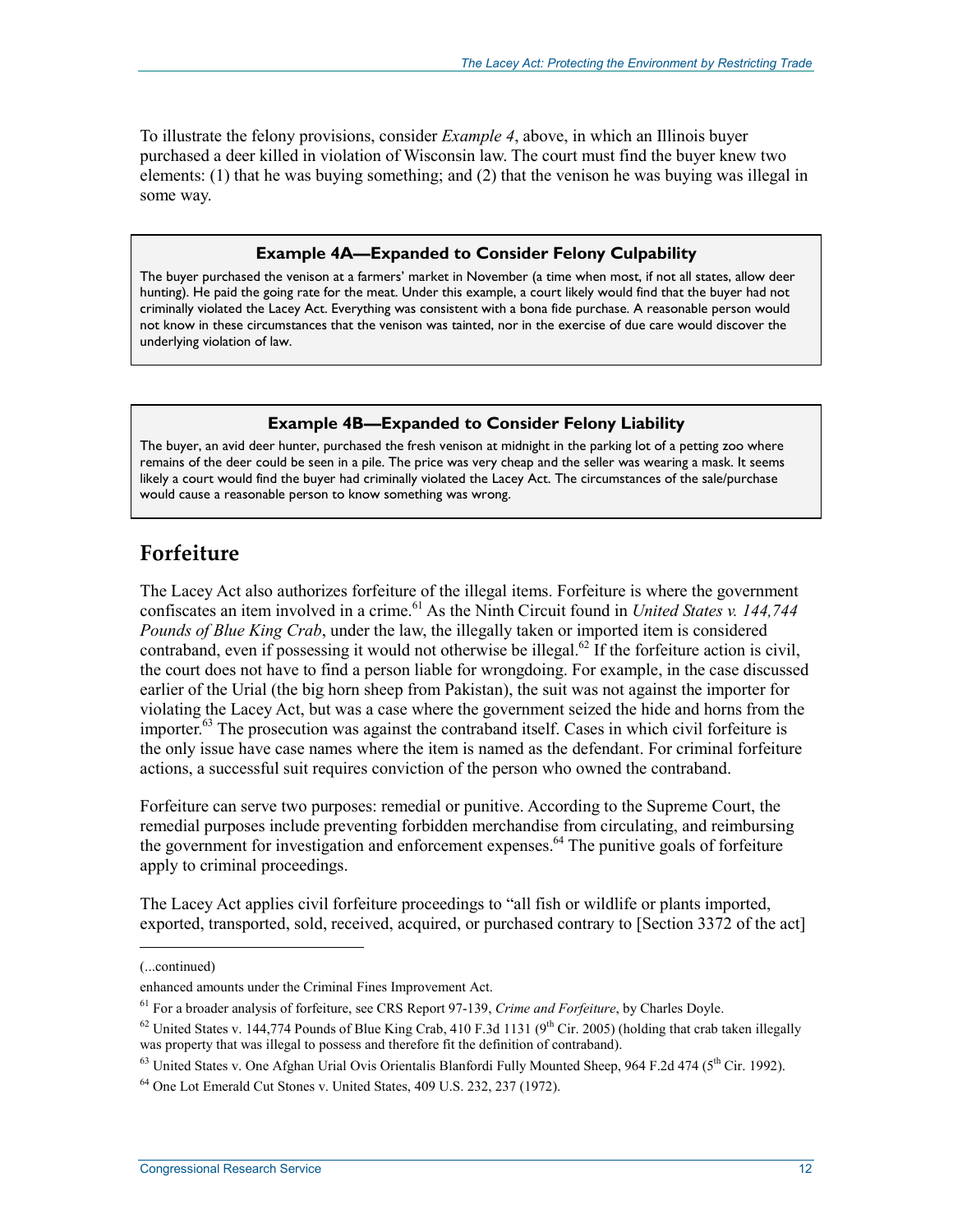To illustrate the felony provisions, consider *Example 4*, above, in which an Illinois buyer purchased a deer killed in violation of Wisconsin law. The court must find the buyer knew two elements: (1) that he was buying something; and (2) that the venison he was buying was illegal in some way.

**Example 4A—Expanded to Consider Felony Culpability**

The buyer purchased the venison at a farmers' market in November (a time when most, if not all states, allow deer hunting). He paid the going rate for the meat. Under this example, a court likely would find that the buyer had not criminally violated the Lacey Act. Everything was consistent with a bona fide purchase. A reasonable person would not know in these circumstances that the venison was tainted, nor in the exercise of due care would discover the underlying violation of law.

**Example 4B—Expanded to Consider Felony Liability**

The buyer, an avid deer hunter, purchased the fresh venison at midnight in the parking lot of a petting zoo where remains of the deer could be seen in a pile. The price was very cheap and the seller was wearing a mask. It seems likely a court would find the buyer had criminally violated the Lacey Act. The circumstances of the sale/purchase would cause a reasonable person to know something was wrong.

## Forfeiture

The Lacey Act also authorizes forfeiture of the illegal items. Forfeiture is where the government confiscates an item involved in a crime.[61] As the Ninth Circuit found in *United States v. 144,744 Pounds of Blue King Crab*, under the law, the illegally taken or imported item is considered contraband, even if possessing it would not otherwise be illegal.[62] If the forfeiture action is civil, the court does not have to find a person liable for wrongdoing. For example, in the case discussed earlier of the Urial (the big horn sheep from Pakistan), the suit was not against the importer for violating the Lacey Act, but was a case where the government seized the hide and horns from the importer.[63] The prosecution was against the contraband itself. Cases in which civil forfeiture is the only issue have case names where the item is named as the defendant. For criminal forfeiture actions, a successful suit requires conviction of the person who owned the contraband.

Forfeiture can serve two purposes: remedial or punitive. According to the Supreme Court, the remedial purposes include preventing forbidden merchandise from circulating, and reimbursing the government for investigation and enforcement expenses.[64] The punitive goals of forfeiture apply to criminal proceedings.

The Lacey Act applies civil forfeiture proceedings to "all fish or wildlife or plants imported, exported, transported, sold, received, acquired, or purchased contrary to [Section 3372 of the act]

(...continued)

enhanced amounts under the Criminal Fines Improvement Act.

[61] For a broader analysis of forfeiture, see CRS Report 97-139, *Crime and Forfeiture*, by Charles Doyle.

[62] United States v. 144,774 Pounds of Blue King Crab, 410 F.3d 1131 (9th Cir. 2005) (holding that crab taken illegally was property that was illegal to possess and therefore fit the definition of contraband).

[63] United States v. One Afghan Urial Ovis Orientalis Blanfordi Fully Mounted Sheep, 964 F.2d 474 (5th Cir. 1992).

[64] One Lot Emerald Cut Stones v. United States, 409 U.S. 232, 237 (1972).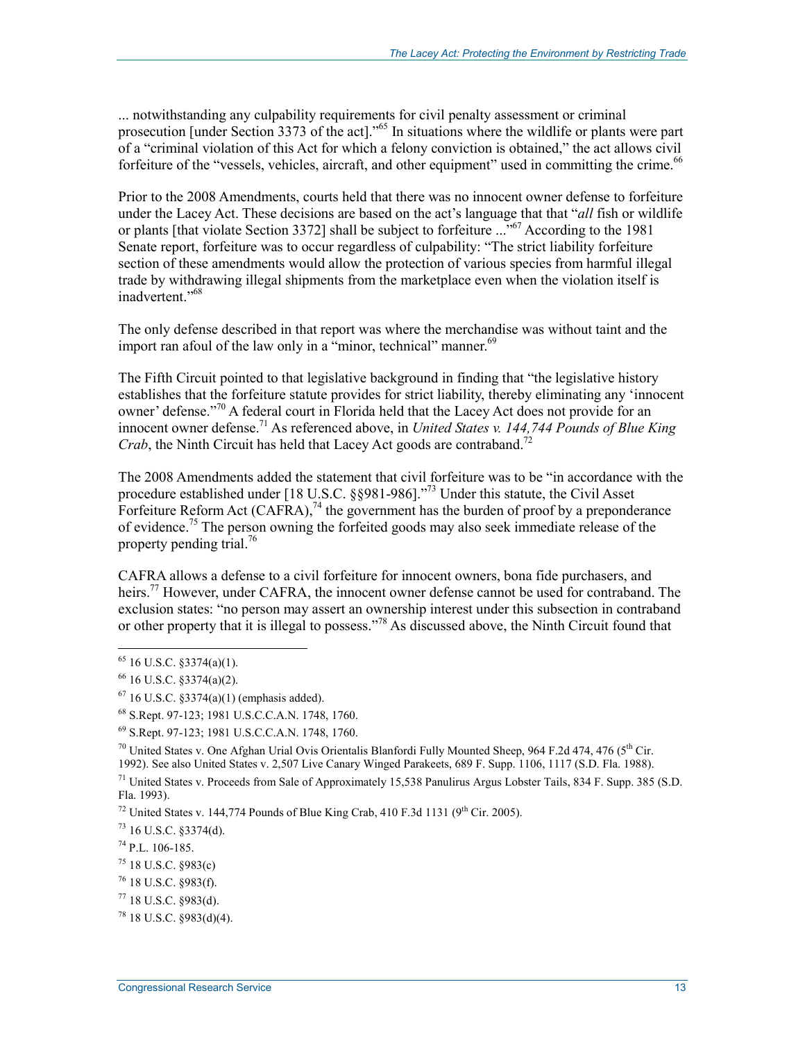... notwithstanding any culpability requirements for civil penalty assessment or criminal prosecution [under Section 3373 of the act]."[65] In situations where the wildlife or plants were part of a "criminal violation of this Act for which a felony conviction is obtained," the act allows civil forfeiture of the "vessels, vehicles, aircraft, and other equipment" used in committing the crime.[66]

Prior to the 2008 Amendments, courts held that there was no innocent owner defense to forfeiture under the Lacey Act. These decisions are based on the act's language that that "*all* fish or wildlife or plants [that violate Section 3372] shall be subject to forfeiture ..."[67] According to the 1981 Senate report, forfeiture was to occur regardless of culpability: "The strict liability forfeiture section of these amendments would allow the protection of various species from harmful illegal trade by withdrawing illegal shipments from the marketplace even when the violation itself is inadvertent."[68]

The only defense described in that report was where the merchandise was without taint and the import ran afoul of the law only in a "minor, technical" manner.[69]

The Fifth Circuit pointed to that legislative background in finding that "the legislative history establishes that the forfeiture statute provides for strict liability, thereby eliminating any 'innocent owner' defense."[70] A federal court in Florida held that the Lacey Act does not provide for an innocent owner defense.[71] As referenced above, in *United States v. 144,744 Pounds of Blue King Crab*, the Ninth Circuit has held that Lacey Act goods are contraband.[72]

The 2008 Amendments added the statement that civil forfeiture was to be "in accordance with the procedure established under [18 U.S.C. §§981-986]."[73] Under this statute, the Civil Asset Forfeiture Reform Act (CAFRA),[74] the government has the burden of proof by a preponderance of evidence.[75] The person owning the forfeited goods may also seek immediate release of the property pending trial.[76]

CAFRA allows a defense to a civil forfeiture for innocent owners, bona fide purchasers, and heirs.[77] However, under CAFRA, the innocent owner defense cannot be used for contraband. The exclusion states: "no person may assert an ownership interest under this subsection in contraband or other property that it is illegal to possess."[78] As discussed above, the Ninth Circuit found that

---

[65] 16 U.S.C. §3374(a)(1).

[66] 16 U.S.C. §3374(a)(2).

[67] 16 U.S.C. §3374(a)(1) (emphasis added).

[68] S.Rept. 97-123; 1981 U.S.C.C.A.N. 1748, 1760.

[69] S.Rept. 97-123; 1981 U.S.C.C.A.N. 1748, 1760.

[70] United States v. One Afghan Urial Ovis Orientalis Blanfordi Fully Mounted Sheep, 964 F.2d 474, 476 (5th Cir. 1992). See also United States v. 2,507 Live Canary Winged Parakeets, 689 F. Supp. 1106, 1117 (S.D. Fla. 1988).

[71] United States v. Proceeds from Sale of Approximately 15,538 Panulirus Argus Lobster Tails, 834 F. Supp. 385 (S.D. Fla. 1993).

[72] United States v. 144,774 Pounds of Blue King Crab, 410 F.3d 1131 (9th Cir. 2005).

[73] 16 U.S.C. §3374(d).

[74] P.L. 106-185.

[75] 18 U.S.C. §983(c)

[76] 18 U.S.C. §983(f).

[77] 18 U.S.C. §983(d).

[78] 18 U.S.C. §983(d)(4).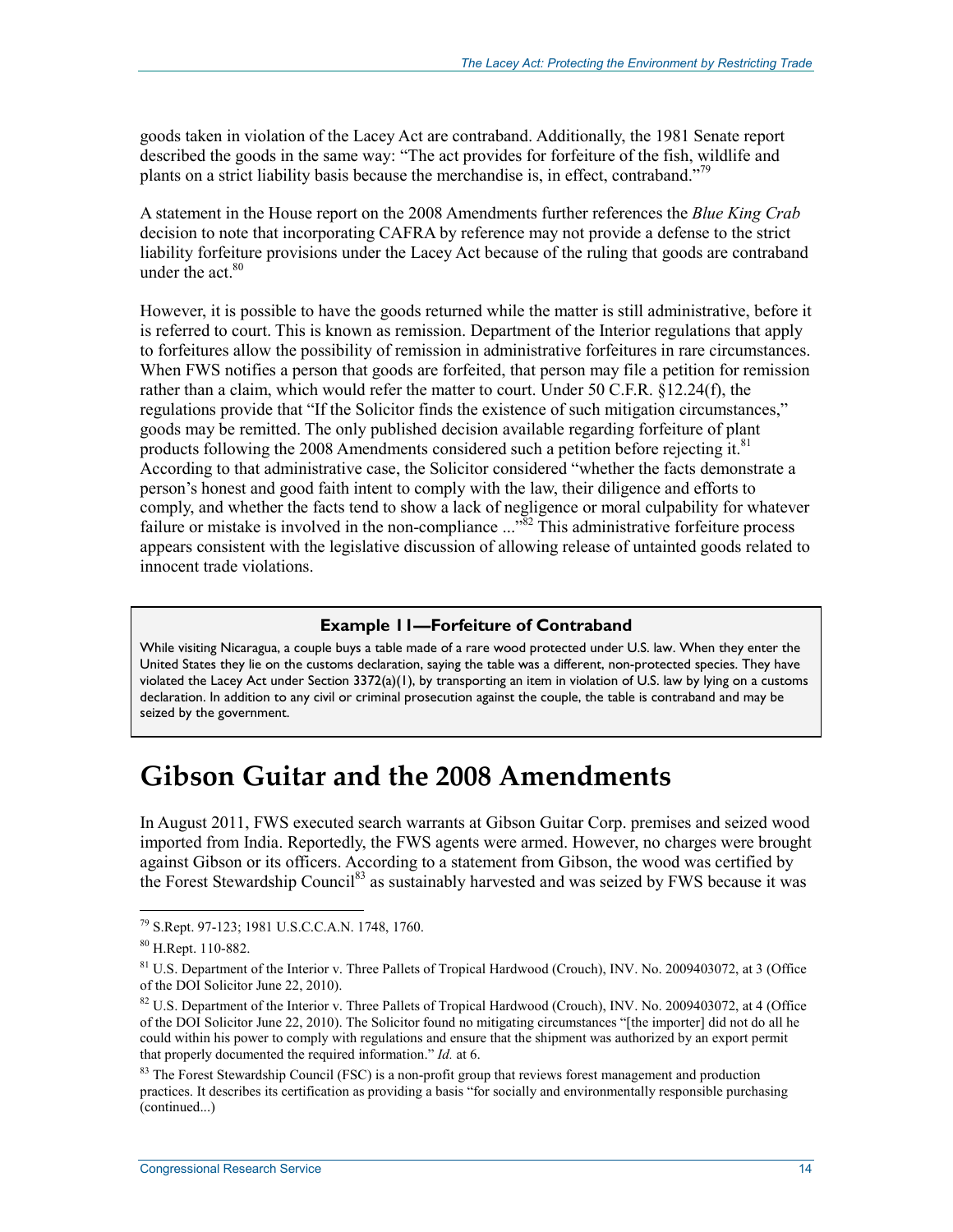goods taken in violation of the Lacey Act are contraband. Additionally, the 1981 Senate report described the goods in the same way: "The act provides for forfeiture of the fish, wildlife and plants on a strict liability basis because the merchandise is, in effect, contraband."[79]

A statement in the House report on the 2008 Amendments further references the *Blue King Crab* decision to note that incorporating CAFRA by reference may not provide a defense to the strict liability forfeiture provisions under the Lacey Act because of the ruling that goods are contraband under the act.[80]

However, it is possible to have the goods returned while the matter is still administrative, before it is referred to court. This is known as remission. Department of the Interior regulations that apply to forfeitures allow the possibility of remission in administrative forfeitures in rare circumstances. When FWS notifies a person that goods are forfeited, that person may file a petition for remission rather than a claim, which would refer the matter to court. Under 50 C.F.R. §12.24(f), the regulations provide that "If the Solicitor finds the existence of such mitigation circumstances," goods may be remitted. The only published decision available regarding forfeiture of plant products following the 2008 Amendments considered such a petition before rejecting it.[81] According to that administrative case, the Solicitor considered "whether the facts demonstrate a person's honest and good faith intent to comply with the law, their diligence and efforts to comply, and whether the facts tend to show a lack of negligence or moral culpability for whatever failure or mistake is involved in the non-compliance ..."[82] This administrative forfeiture process appears consistent with the legislative discussion of allowing release of untainted goods related to innocent trade violations.

> **Example 11—Forfeiture of Contraband**
>
> While visiting Nicaragua, a couple buys a table made of a rare wood protected under U.S. law. When they enter the United States they lie on the customs declaration, saying the table was a different, non-protected species. They have violated the Lacey Act under Section 3372(a)(1), by transporting an item in violation of U.S. law by lying on a customs declaration. In addition to any civil or criminal prosecution against the couple, the table is contraband and may be seized by the government.

# Gibson Guitar and the 2008 Amendments

In August 2011, FWS executed search warrants at Gibson Guitar Corp. premises and seized wood imported from India. Reportedly, the FWS agents were armed. However, no charges were brought against Gibson or its officers. According to a statement from Gibson, the wood was certified by the Forest Stewardship Council[83] as sustainably harvested and was seized by FWS because it was

---

[79] S.Rept. 97-123; 1981 U.S.C.C.A.N. 1748, 1760.

[80] H.Rept. 110-882.

[81] U.S. Department of the Interior v. Three Pallets of Tropical Hardwood (Crouch), INV. No. 2009403072, at 3 (Office of the DOI Solicitor June 22, 2010).

[82] U.S. Department of the Interior v. Three Pallets of Tropical Hardwood (Crouch), INV. No. 2009403072, at 4 (Office of the DOI Solicitor June 22, 2010). The Solicitor found no mitigating circumstances "[the importer] did not do all he could within his power to comply with regulations and ensure that the shipment was authorized by an export permit that properly documented the required information." *Id.* at 6.

[83] The Forest Stewardship Council (FSC) is a non-profit group that reviews forest management and production practices. It describes its certification as providing a basis "for socially and environmentally responsible purchasing (continued...)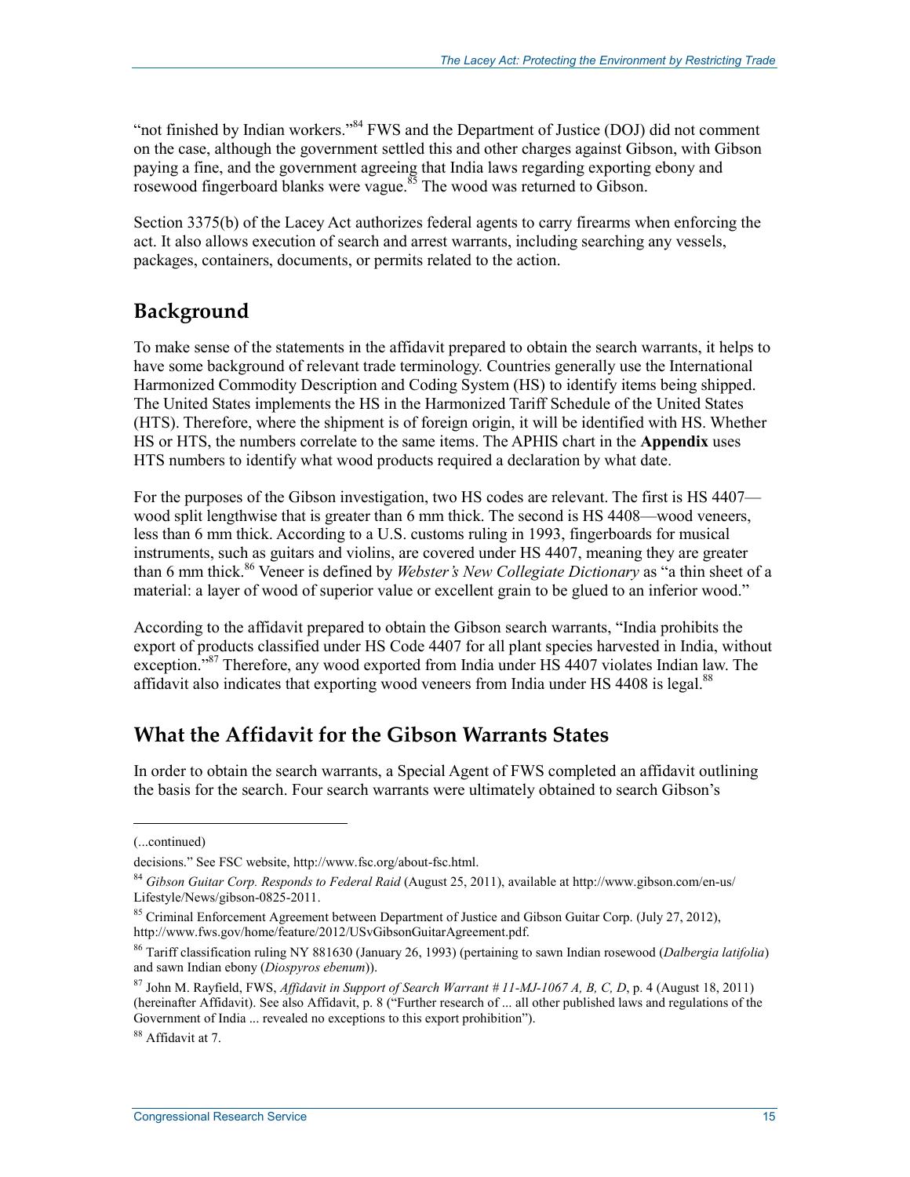"not finished by Indian workers."[84] FWS and the Department of Justice (DOJ) did not comment on the case, although the government settled this and other charges against Gibson, with Gibson paying a fine, and the government agreeing that India laws regarding exporting ebony and rosewood fingerboard blanks were vague.[85] The wood was returned to Gibson.

Section 3375(b) of the Lacey Act authorizes federal agents to carry firearms when enforcing the act. It also allows execution of search and arrest warrants, including searching any vessels, packages, containers, documents, or permits related to the action.

## Background

To make sense of the statements in the affidavit prepared to obtain the search warrants, it helps to have some background of relevant trade terminology. Countries generally use the International Harmonized Commodity Description and Coding System (HS) to identify items being shipped. The United States implements the HS in the Harmonized Tariff Schedule of the United States (HTS). Therefore, where the shipment is of foreign origin, it will be identified with HS. Whether HS or HTS, the numbers correlate to the same items. The APHIS chart in the **Appendix** uses HTS numbers to identify what wood products required a declaration by what date.

For the purposes of the Gibson investigation, two HS codes are relevant. The first is HS 4407—wood split lengthwise that is greater than 6 mm thick. The second is HS 4408—wood veneers, less than 6 mm thick. According to a U.S. customs ruling in 1993, fingerboards for musical instruments, such as guitars and violins, are covered under HS 4407, meaning they are greater than 6 mm thick.[86] Veneer is defined by *Webster's New Collegiate Dictionary* as "a thin sheet of a material: a layer of wood of superior value or excellent grain to be glued to an inferior wood."

According to the affidavit prepared to obtain the Gibson search warrants, "India prohibits the export of products classified under HS Code 4407 for all plant species harvested in India, without exception."[87] Therefore, any wood exported from India under HS 4407 violates Indian law. The affidavit also indicates that exporting wood veneers from India under HS 4408 is legal.[88]

## What the Affidavit for the Gibson Warrants States

In order to obtain the search warrants, a Special Agent of FWS completed an affidavit outlining the basis for the search. Four search warrants were ultimately obtained to search Gibson's

---

(...continued)

decisions." See FSC website, http://www.fsc.org/about-fsc.html.

[84] *Gibson Guitar Corp. Responds to Federal Raid* (August 25, 2011), available at http://www.gibson.com/en-us/Lifestyle/News/gibson-0825-2011.

[85] Criminal Enforcement Agreement between Department of Justice and Gibson Guitar Corp. (July 27, 2012), http://www.fws.gov/home/feature/2012/USvGibsonGuitarAgreement.pdf.

[86] Tariff classification ruling NY 881630 (January 26, 1993) (pertaining to sawn Indian rosewood (*Dalbergia latifolia*) and sawn Indian ebony (*Diospyros ebenum*)).

[87] John M. Rayfield, FWS, *Affidavit in Support of Search Warrant # 11-MJ-1067 A, B, C, D*, p. 4 (August 18, 2011) (hereinafter Affidavit). See also Affidavit, p. 8 ("Further research of ... all other published laws and regulations of the Government of India ... revealed no exceptions to this export prohibition").

[88] Affidavit at 7.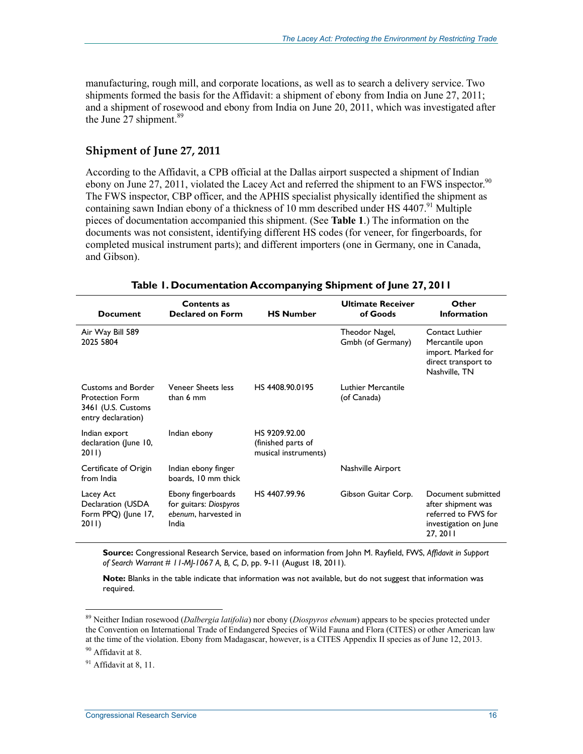manufacturing, rough mill, and corporate locations, as well as to search a delivery service. Two shipments formed the basis for the Affidavit: a shipment of ebony from India on June 27, 2011; and a shipment of rosewood and ebony from India on June 20, 2011, which was investigated after the June 27 shipment.[89]

### Shipment of June 27, 2011

According to the Affidavit, a CPB official at the Dallas airport suspected a shipment of Indian ebony on June 27, 2011, violated the Lacey Act and referred the shipment to an FWS inspector.[90] The FWS inspector, CBP officer, and the APHIS specialist physically identified the shipment as containing sawn Indian ebony of a thickness of 10 mm described under HS 4407.[91] Multiple pieces of documentation accompanied this shipment. (See **Table 1**.) The information on the documents was not consistent, identifying different HS codes (for veneer, for fingerboards, for completed musical instrument parts); and different importers (one in Germany, one in Canada, and Gibson).

**Table 1. Documentation Accompanying Shipment of June 27, 2011**

| Document | Contents as Declared on Form | HS Number | Ultimate Receiver of Goods | Other Information |
|---|---|---|---|---|
| Air Way Bill 589 2025 5804 | | | Theodor Nagel, Gmbh (of Germany) | Contact Luthier Mercantile upon import. Marked for direct transport to Nashville, TN |
| Customs and Border Protection Form 3461 (U.S. Customs entry declaration) | Veneer Sheets less than 6 mm | HS 4408.90.0195 | Luthier Mercantile (of Canada) | |
| Indian export declaration (June 10, 2011) | Indian ebony | HS 9209.92.00 (finished parts of musical instruments) | | |
| Certificate of Origin from India | Indian ebony finger boards, 10 mm thick | | Nashville Airport | |
| Lacey Act Declaration (USDA Form PPQ) (June 17, 2011) | Ebony fingerboards for guitars: *Diospyros ebenum*, harvested in India | HS 4407.99.96 | Gibson Guitar Corp. | Document submitted after shipment was referred to FWS for investigation on June 27, 2011 |

**Source:** Congressional Research Service, based on information from John M. Rayfield, FWS, *Affidavit in Support of Search Warrant # 11-MJ-1067 A, B, C, D*, pp. 9-11 (August 18, 2011).

**Note:** Blanks in the table indicate that information was not available, but do not suggest that information was required.

---

[89] Neither Indian rosewood (*Dalbergia latifolia*) nor ebony (*Diospyros ebenum*) appears to be species protected under the Convention on International Trade of Endangered Species of Wild Fauna and Flora (CITES) or other American law at the time of the violation. Ebony from Madagascar, however, is a CITES Appendix II species as of June 12, 2013.

[90] Affidavit at 8.

[91] Affidavit at 8, 11.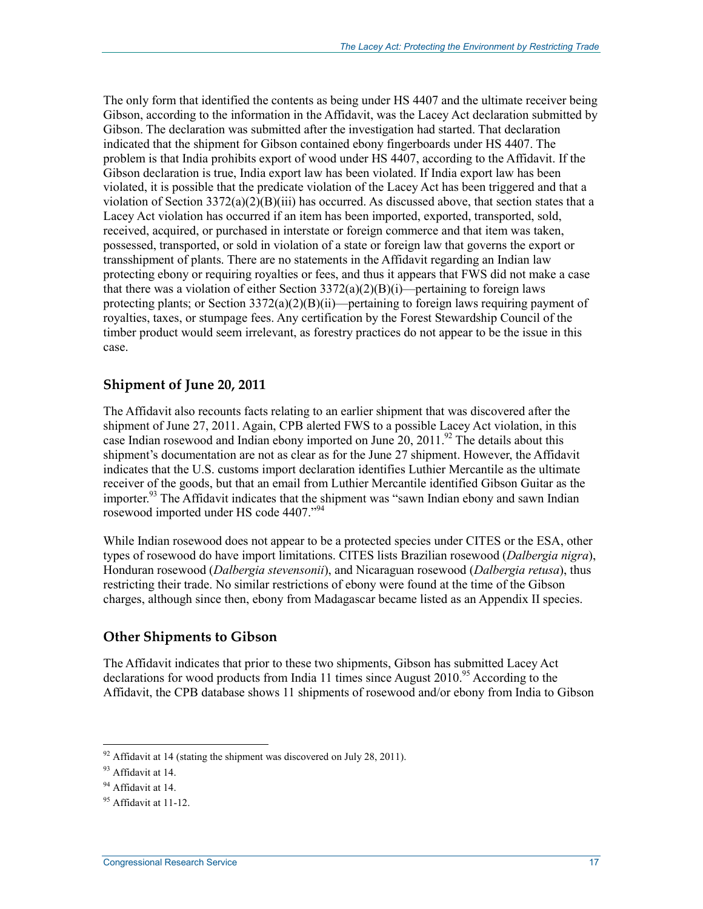The only form that identified the contents as being under HS 4407 and the ultimate receiver being Gibson, according to the information in the Affidavit, was the Lacey Act declaration submitted by Gibson. The declaration was submitted after the investigation had started. That declaration indicated that the shipment for Gibson contained ebony fingerboards under HS 4407. The problem is that India prohibits export of wood under HS 4407, according to the Affidavit. If the Gibson declaration is true, India export law has been violated. If India export law has been violated, it is possible that the predicate violation of the Lacey Act has been triggered and that a violation of Section 3372(a)(2)(B)(iii) has occurred. As discussed above, that section states that a Lacey Act violation has occurred if an item has been imported, exported, transported, sold, received, acquired, or purchased in interstate or foreign commerce and that item was taken, possessed, transported, or sold in violation of a state or foreign law that governs the export or transshipment of plants. There are no statements in the Affidavit regarding an Indian law protecting ebony or requiring royalties or fees, and thus it appears that FWS did not make a case that there was a violation of either Section 3372(a)(2)(B)(i)—pertaining to foreign laws protecting plants; or Section 3372(a)(2)(B)(ii)—pertaining to foreign laws requiring payment of royalties, taxes, or stumpage fees. Any certification by the Forest Stewardship Council of the timber product would seem irrelevant, as forestry practices do not appear to be the issue in this case.

### Shipment of June 20, 2011

The Affidavit also recounts facts relating to an earlier shipment that was discovered after the shipment of June 27, 2011. Again, CPB alerted FWS to a possible Lacey Act violation, in this case Indian rosewood and Indian ebony imported on June 20, 2011.[92] The details about this shipment's documentation are not as clear as for the June 27 shipment. However, the Affidavit indicates that the U.S. customs import declaration identifies Luthier Mercantile as the ultimate receiver of the goods, but that an email from Luthier Mercantile identified Gibson Guitar as the importer.[93] The Affidavit indicates that the shipment was "sawn Indian ebony and sawn Indian rosewood imported under HS code 4407."[94]

While Indian rosewood does not appear to be a protected species under CITES or the ESA, other types of rosewood do have import limitations. CITES lists Brazilian rosewood (*Dalbergia nigra*), Honduran rosewood (*Dalbergia stevensonii*), and Nicaraguan rosewood (*Dalbergia retusa*), thus restricting their trade. No similar restrictions of ebony were found at the time of the Gibson charges, although since then, ebony from Madagascar became listed as an Appendix II species.

### Other Shipments to Gibson

The Affidavit indicates that prior to these two shipments, Gibson has submitted Lacey Act declarations for wood products from India 11 times since August 2010.[95] According to the Affidavit, the CPB database shows 11 shipments of rosewood and/or ebony from India to Gibson

---

[92] Affidavit at 14 (stating the shipment was discovered on July 28, 2011).

[93] Affidavit at 14.

[94] Affidavit at 14.

[95] Affidavit at 11-12.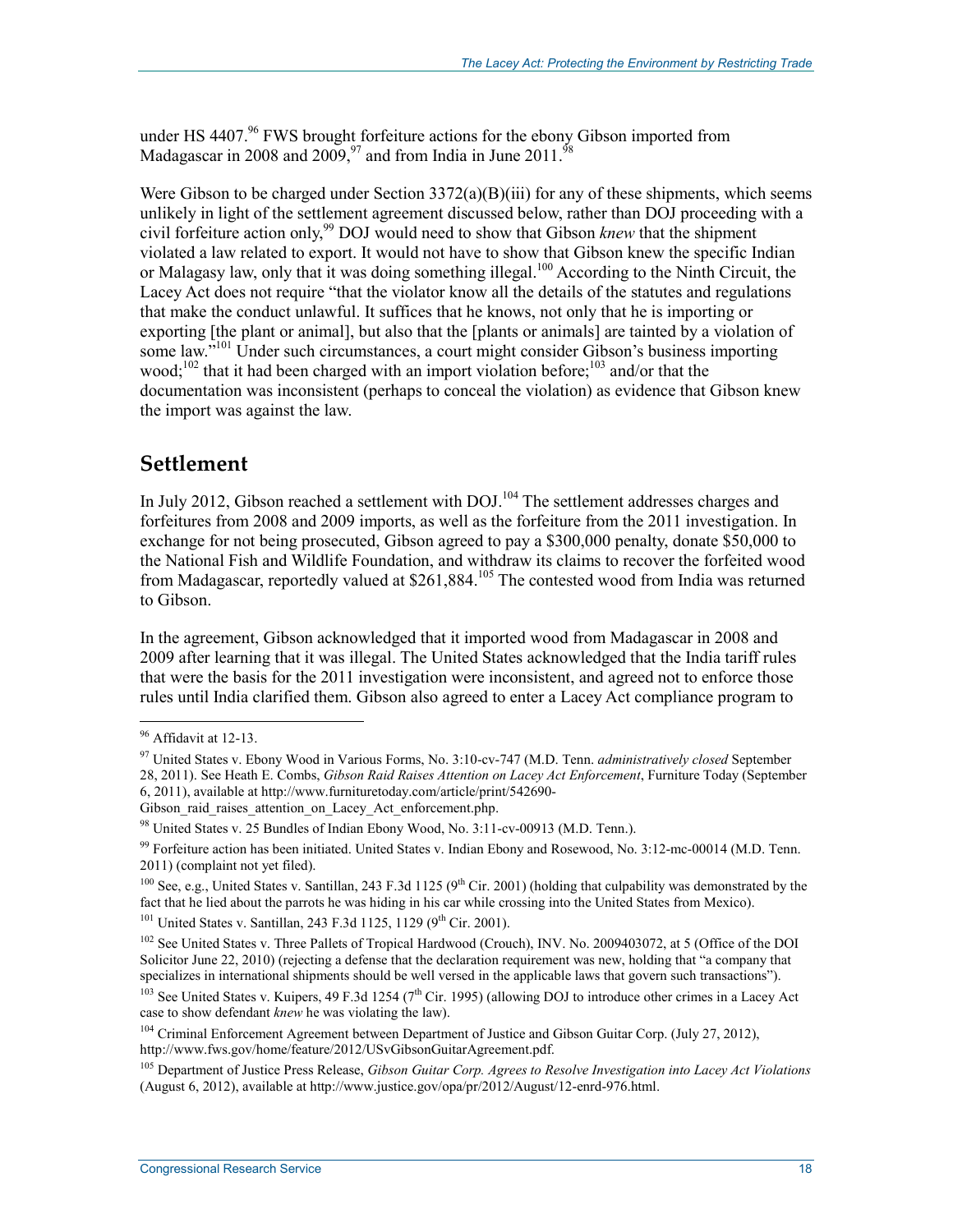under HS 4407.[96] FWS brought forfeiture actions for the ebony Gibson imported from Madagascar in 2008 and 2009,[97] and from India in June 2011.[98]

Were Gibson to be charged under Section 3372(a)(B)(iii) for any of these shipments, which seems unlikely in light of the settlement agreement discussed below, rather than DOJ proceeding with a civil forfeiture action only,[99] DOJ would need to show that Gibson *knew* that the shipment violated a law related to export. It would not have to show that Gibson knew the specific Indian or Malagasy law, only that it was doing something illegal.[100] According to the Ninth Circuit, the Lacey Act does not require "that the violator know all the details of the statutes and regulations that make the conduct unlawful. It suffices that he knows, not only that he is importing or exporting [the plant or animal], but also that the [plants or animals] are tainted by a violation of some law."[101] Under such circumstances, a court might consider Gibson's business importing wood;[102] that it had been charged with an import violation before;[103] and/or that the documentation was inconsistent (perhaps to conceal the violation) as evidence that Gibson knew the import was against the law.

## Settlement

In July 2012, Gibson reached a settlement with DOJ.[104] The settlement addresses charges and forfeitures from 2008 and 2009 imports, as well as the forfeiture from the 2011 investigation. In exchange for not being prosecuted, Gibson agreed to pay a $300,000 penalty, donate $50,000 to the National Fish and Wildlife Foundation, and withdraw its claims to recover the forfeited wood from Madagascar, reportedly valued at $261,884.[105] The contested wood from India was returned to Gibson.

In the agreement, Gibson acknowledged that it imported wood from Madagascar in 2008 and 2009 after learning that it was illegal. The United States acknowledged that the India tariff rules that were the basis for the 2011 investigation were inconsistent, and agreed not to enforce those rules until India clarified them. Gibson also agreed to enter a Lacey Act compliance program to

---

[96] Affidavit at 12-13.

[97] United States v. Ebony Wood in Various Forms, No. 3:10-cv-747 (M.D. Tenn. *administratively closed* September 28, 2011). See Heath E. Combs, *Gibson Raid Raises Attention on Lacey Act Enforcement*, Furniture Today (September 6, 2011), available at http://www.furnituretoday.com/article/print/542690-Gibson_raid_raises_attention_on_Lacey_Act_enforcement.php.

[98] United States v. 25 Bundles of Indian Ebony Wood, No. 3:11-cv-00913 (M.D. Tenn.).

[99] Forfeiture action has been initiated. United States v. Indian Ebony and Rosewood, No. 3:12-mc-00014 (M.D. Tenn. 2011) (complaint not yet filed).

[100] See, e.g., United States v. Santillan, 243 F.3d 1125 (9th Cir. 2001) (holding that culpability was demonstrated by the fact that he lied about the parrots he was hiding in his car while crossing into the United States from Mexico).

[101] United States v. Santillan, 243 F.3d 1125, 1129 (9th Cir. 2001).

[102] See United States v. Three Pallets of Tropical Hardwood (Crouch), INV. No. 2009403072, at 5 (Office of the DOI Solicitor June 22, 2010) (rejecting a defense that the declaration requirement was new, holding that "a company that specializes in international shipments should be well versed in the applicable laws that govern such transactions").

[103] See United States v. Kuipers, 49 F.3d 1254 (7th Cir. 1995) (allowing DOJ to introduce other crimes in a Lacey Act case to show defendant *knew* he was violating the law).

[104] Criminal Enforcement Agreement between Department of Justice and Gibson Guitar Corp. (July 27, 2012), http://www.fws.gov/home/feature/2012/USvGibsonGuitarAgreement.pdf.

[105] Department of Justice Press Release, *Gibson Guitar Corp. Agrees to Resolve Investigation into Lacey Act Violations* (August 6, 2012), available at http://www.justice.gov/opa/pr/2012/August/12-enrd-976.html.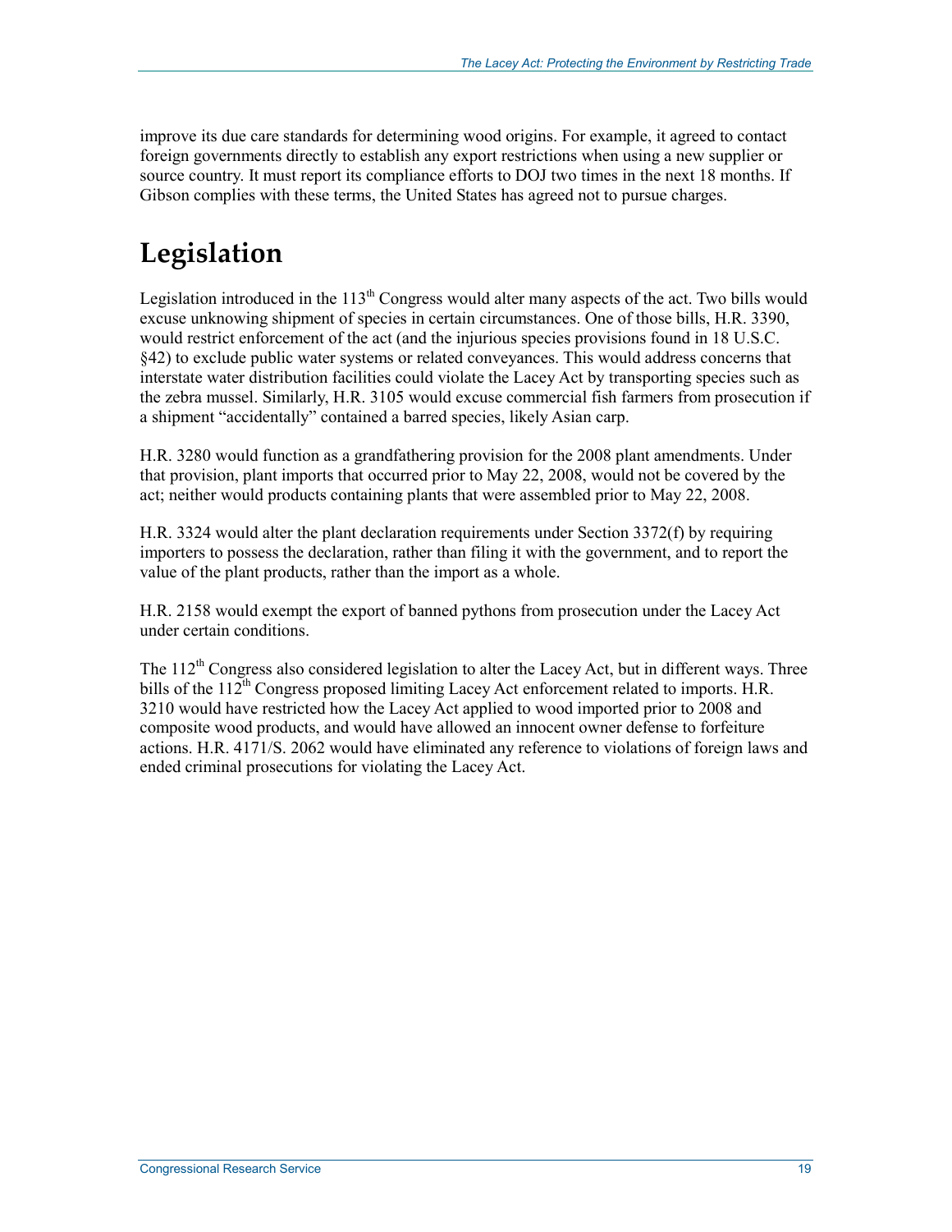improve its due care standards for determining wood origins. For example, it agreed to contact foreign governments directly to establish any export restrictions when using a new supplier or source country. It must report its compliance efforts to DOJ two times in the next 18 months. If Gibson complies with these terms, the United States has agreed not to pursue charges.

# Legislation

Legislation introduced in the 113th Congress would alter many aspects of the act. Two bills would excuse unknowing shipment of species in certain circumstances. One of those bills, H.R. 3390, would restrict enforcement of the act (and the injurious species provisions found in 18 U.S.C. §42) to exclude public water systems or related conveyances. This would address concerns that interstate water distribution facilities could violate the Lacey Act by transporting species such as the zebra mussel. Similarly, H.R. 3105 would excuse commercial fish farmers from prosecution if a shipment "accidentally" contained a barred species, likely Asian carp.

H.R. 3280 would function as a grandfathering provision for the 2008 plant amendments. Under that provision, plant imports that occurred prior to May 22, 2008, would not be covered by the act; neither would products containing plants that were assembled prior to May 22, 2008.

H.R. 3324 would alter the plant declaration requirements under Section 3372(f) by requiring importers to possess the declaration, rather than filing it with the government, and to report the value of the plant products, rather than the import as a whole.

H.R. 2158 would exempt the export of banned pythons from prosecution under the Lacey Act under certain conditions.

The 112th Congress also considered legislation to alter the Lacey Act, but in different ways. Three bills of the 112th Congress proposed limiting Lacey Act enforcement related to imports. H.R. 3210 would have restricted how the Lacey Act applied to wood imported prior to 2008 and composite wood products, and would have allowed an innocent owner defense to forfeiture actions. H.R. 4171/S. 2062 would have eliminated any reference to violations of foreign laws and ended criminal prosecutions for violating the Lacey Act.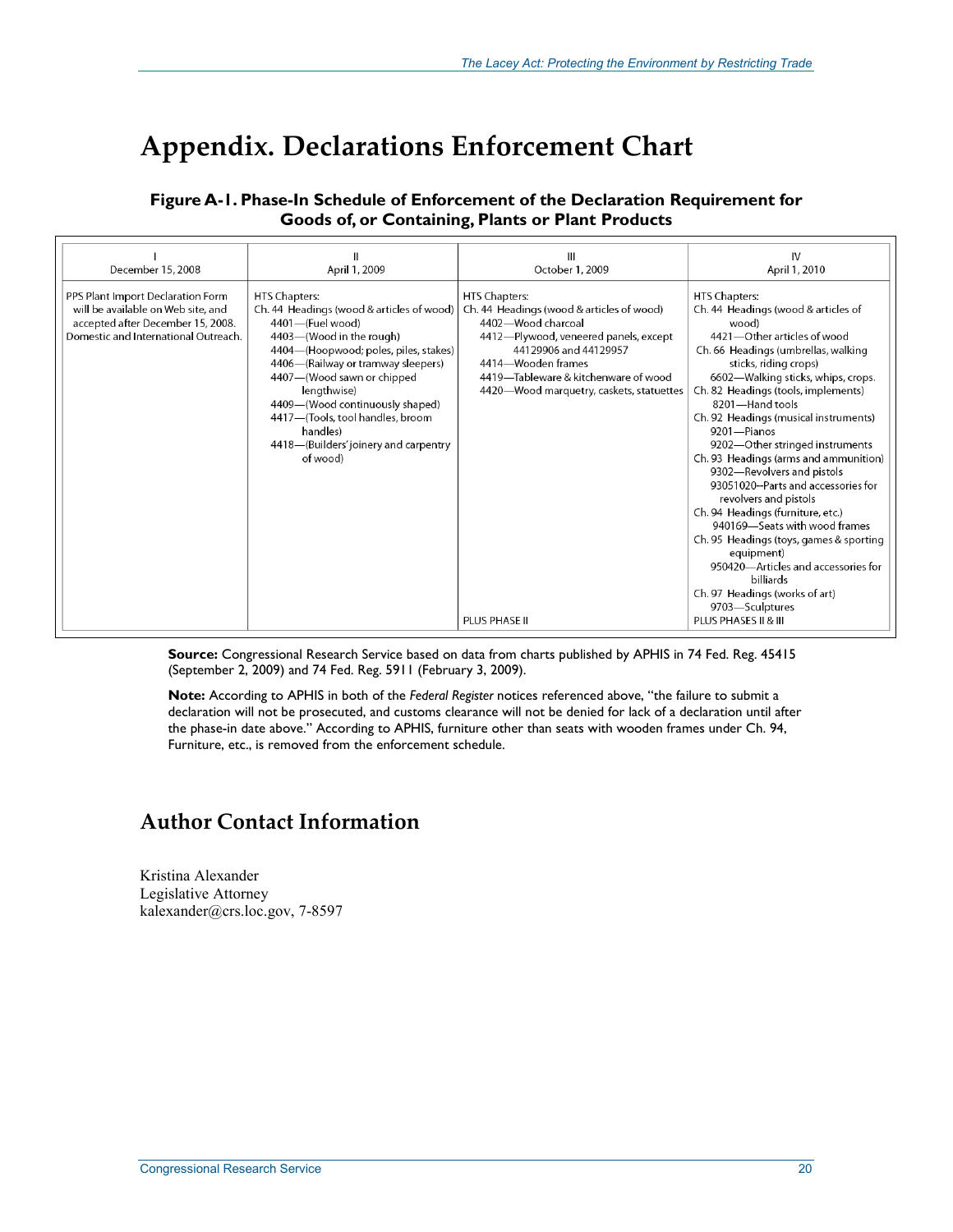# Appendix. Declarations Enforcement Chart

### Figure A-1. Phase-In Schedule of Enforcement of the Declaration Requirement for Goods of, or Containing, Plants or Plant Products

| I<br>December 15, 2008 | II<br>April 1, 2009 | III<br>October 1, 2009 | IV<br>April 1, 2010 |
|---|---|---|---|
| PPS Plant Import Declaration Form will be available on Web site, and accepted after December 15, 2008. Domestic and International Outreach. | HTS Chapters:<br>Ch. 44 Headings (wood & articles of wood)<br>4401—(Fuel wood)<br>4403—(Wood in the rough)<br>4404—(Hoopwood; poles, piles, stakes)<br>4406—(Railway or tramway sleepers)<br>4407—(Wood sawn or chipped lengthwise)<br>4409—(Wood continuously shaped)<br>4417—(Tools, tool handles, broom handles)<br>4418—(Builders' joinery and carpentry of wood) | HTS Chapters:<br>Ch. 44 Headings (wood & articles of wood)<br>4402—Wood charcoal<br>4412—Plywood, veneered panels, except 44129906 and 44129957<br>4414—Wooden frames<br>4419—Tableware & kitchenware of wood<br>4420—Wood marquetry, caskets, statuettes<br><br>PLUS PHASE II | HTS Chapters:<br>Ch. 44 Headings (wood & articles of wood)<br>4421—Other articles of wood<br>Ch. 66 Headings (umbrellas, walking sticks, riding crops)<br>6602—Walking sticks, whips, crops.<br>Ch. 82 Headings (tools, implements)<br>8201—Hand tools<br>Ch. 92 Headings (musical instruments)<br>9201—Pianos<br>9202—Other stringed instruments<br>Ch. 93 Headings (arms and ammunition)<br>9302—Revolvers and pistols<br>93051020–Parts and accessories for revolvers and pistols<br>Ch. 94 Headings (furniture, etc.)<br>940169—Seats with wood frames<br>Ch. 95 Headings (toys, games & sporting equipment)<br>950420—Articles and accessories for billiards<br>Ch. 97 Headings (works of art)<br>9703—Sculptures<br>PLUS PHASES II & III |

**Source:** Congressional Research Service based on data from charts published by APHIS in 74 Fed. Reg. 45415 (September 2, 2009) and 74 Fed. Reg. 5911 (February 3, 2009).

**Note:** According to APHIS in both of the *Federal Register* notices referenced above, "the failure to submit a declaration will not be prosecuted, and customs clearance will not be denied for lack of a declaration until after the phase-in date above." According to APHIS, furniture other than seats with wooden frames under Ch. 94, Furniture, etc., is removed from the enforcement schedule.

## Author Contact Information

Kristina Alexander
Legislative Attorney
kalexander@crs.loc.gov, 7-8597